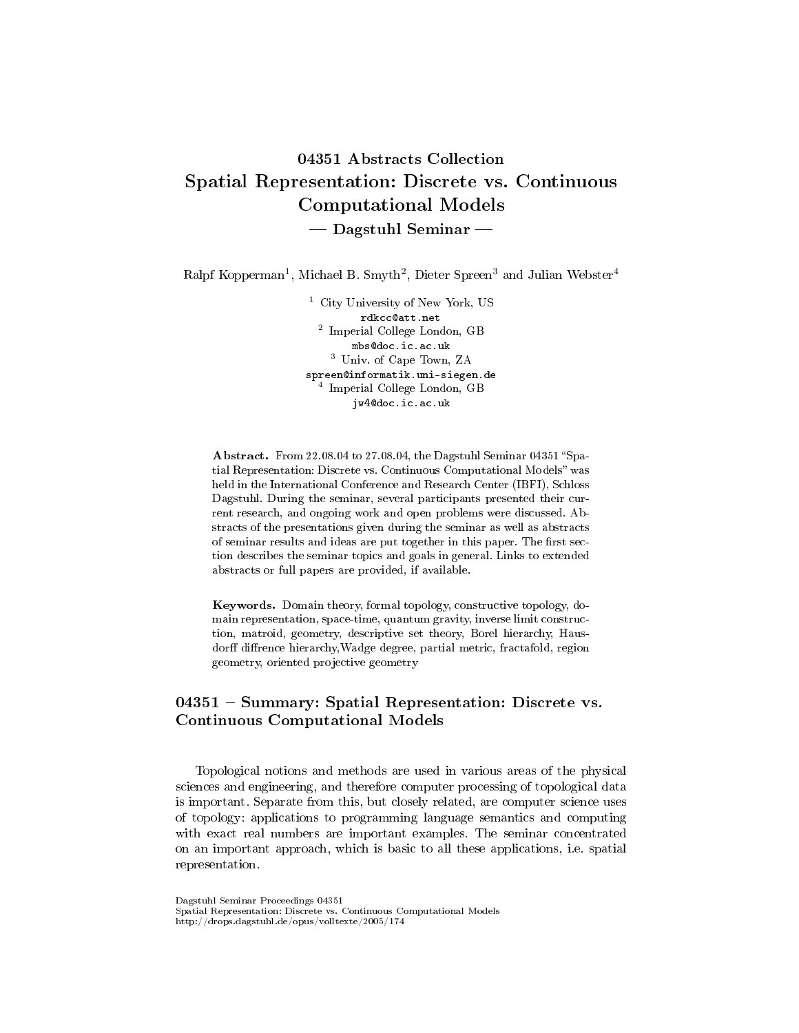# 04351 Abstracts Collection
# Spatial Representation: Discrete vs. Continuous Computational Models
## — Dagstuhl Seminar —

Ralpf Kopperman[1], Michael B. Smyth[2], Dieter Spreen[3] and Julian Webster[4]

[1] City University of New York, US
rdkcc@att.net
[2] Imperial College London, GB
mbs@doc.ic.ac.uk
[3] Univ. of Cape Town, ZA
spreen@informatik.uni-siegen.de
[4] Imperial College London, GB
jw4@doc.ic.ac.uk

**Abstract.** From 22.08.04 to 27.08.04, the Dagstuhl Seminar 04351 "Spatial Representation: Discrete vs. Continuous Computational Models" was held in the International Conference and Research Center (IBFI), Schloss Dagstuhl. During the seminar, several participants presented their current research, and ongoing work and open problems were discussed. Abstracts of the presentations given during the seminar as well as abstracts of seminar results and ideas are put together in this paper. The first section describes the seminar topics and goals in general. Links to extended abstracts or full papers are provided, if available.

**Keywords.** Domain theory, formal topology, constructive topology, domain representation, space-time, quantum gravity, inverse limit construction, matroid, geometry, descriptive set theory, Borel hierarchy, Hausdorff diffrence hierarchy,Wadge degree, partial metric, fractafold, region geometry, oriented projective geometry

## 04351 – Summary: Spatial Representation: Discrete vs. Continuous Computational Models

Topological notions and methods are used in various areas of the physical sciences and engineering, and therefore computer processing of topological data is important. Separate from this, but closely related, are computer science uses of topology: applications to programming language semantics and computing with exact real numbers are important examples. The seminar concentrated on an important approach, which is basic to all these applications, i.e. spatial representation.

Dagstuhl Seminar Proceedings 04351
Spatial Representation: Discrete vs. Continuous Computational Models
http://drops.dagstuhl.de/opus/volltexte/2005/174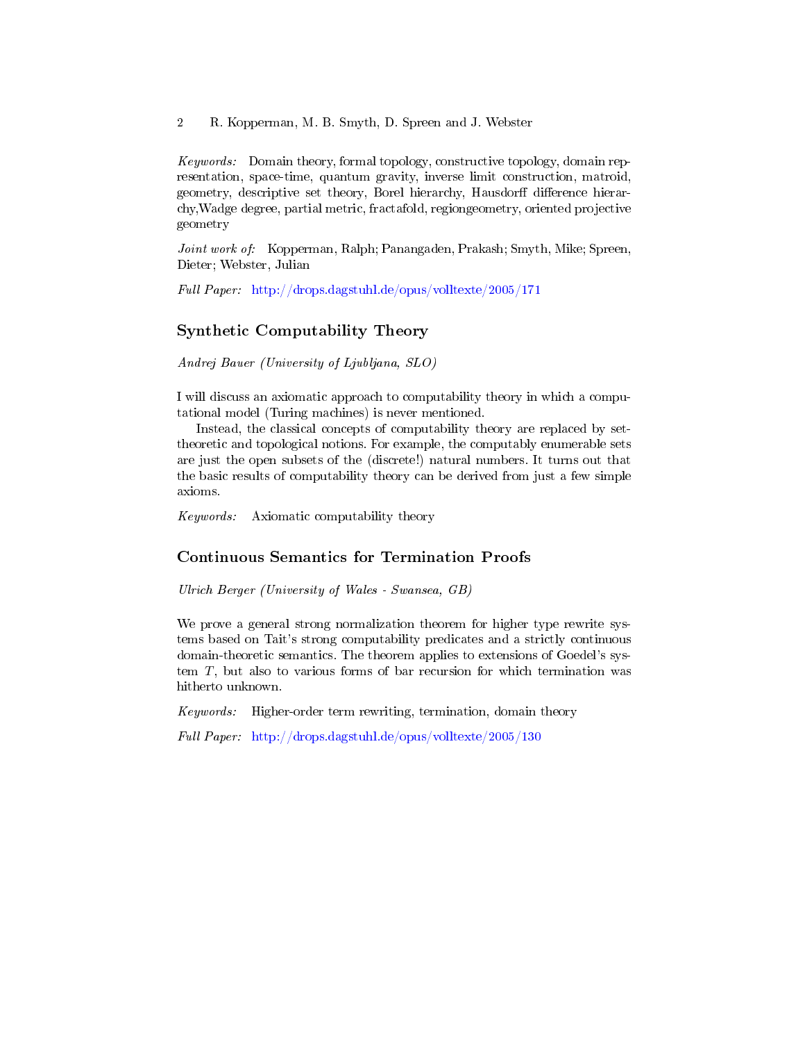*Keywords:* Domain theory, formal topology, constructive topology, domain representation, space-time, quantum gravity, inverse limit construction, matroid, geometry, descriptive set theory, Borel hierarchy, Hausdorff difference hierarchy,Wadge degree, partial metric, fractafold, regiongeometry, oriented projective geometry

*Joint work of:* Kopperman, Ralph; Panangaden, Prakash; Smyth, Mike; Spreen, Dieter; Webster, Julian

*Full Paper:* http://drops.dagstuhl.de/opus/volltexte/2005/171

## Synthetic Computability Theory

*Andrej Bauer (University of Ljubljana, SLO)*

I will discuss an axiomatic approach to computability theory in which a computational model (Turing machines) is never mentioned.

Instead, the classical concepts of computability theory are replaced by set-theoretic and topological notions. For example, the computably enumerable sets are just the open subsets of the (discrete!) natural numbers. It turns out that the basic results of computability theory can be derived from just a few simple axioms.

*Keywords:* Axiomatic computability theory

## Continuous Semantics for Termination Proofs

*Ulrich Berger (University of Wales - Swansea, GB)*

We prove a general strong normalization theorem for higher type rewrite systems based on Tait's strong computability predicates and a strictly continuous domain-theoretic semantics. The theorem applies to extensions of Goedel's system $T$, but also to various forms of bar recursion for which termination was hitherto unknown.

*Keywords:* Higher-order term rewriting, termination, domain theory

*Full Paper:* http://drops.dagstuhl.de/opus/volltexte/2005/130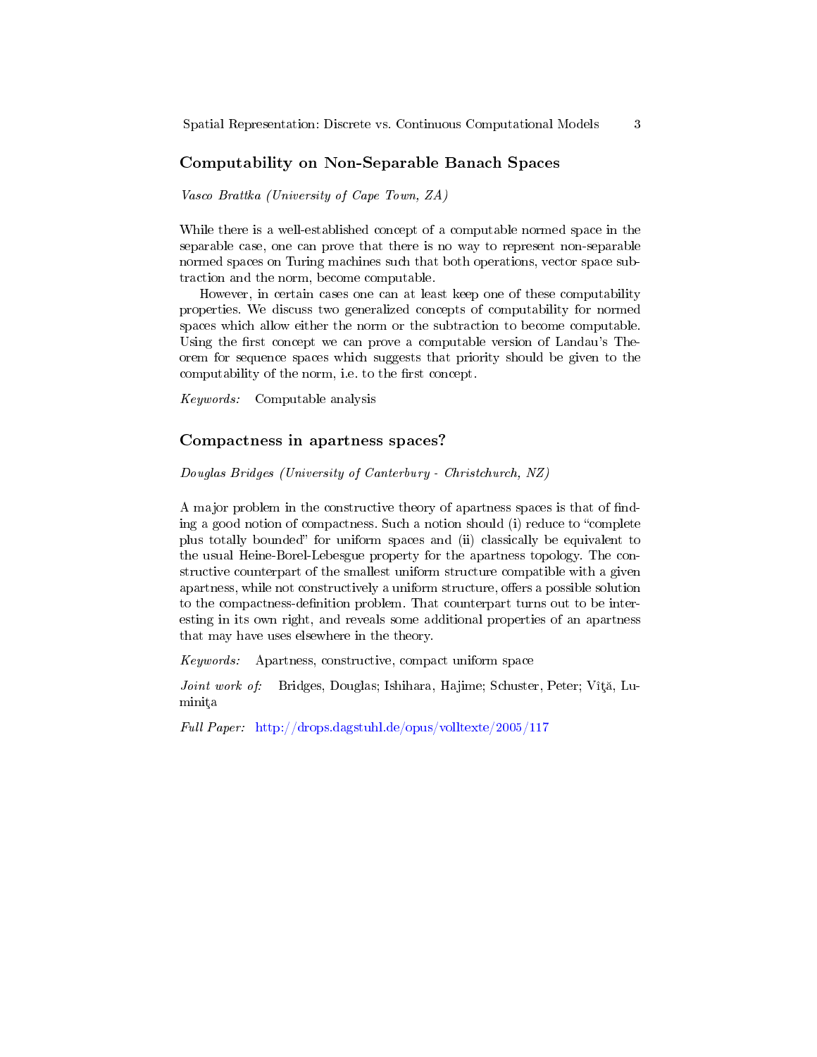## Computability on Non-Separable Banach Spaces

*Vasco Brattka (University of Cape Town, ZA)*

While there is a well-established concept of a computable normed space in the separable case, one can prove that there is no way to represent non-separable normed spaces on Turing machines such that both operations, vector space subtraction and the norm, become computable.

However, in certain cases one can at least keep one of these computability properties. We discuss two generalized concepts of computability for normed spaces which allow either the norm or the subtraction to become computable. Using the first concept we can prove a computable version of Landau's Theorem for sequence spaces which suggests that priority should be given to the computability of the norm, i.e. to the first concept.

*Keywords:* Computable analysis

## Compactness in apartness spaces?

*Douglas Bridges (University of Canterbury - Christchurch, NZ)*

A major problem in the constructive theory of apartness spaces is that of finding a good notion of compactness. Such a notion should (i) reduce to "complete plus totally bounded" for uniform spaces and (ii) classically be equivalent to the usual Heine-Borel-Lebesgue property for the apartness topology. The constructive counterpart of the smallest uniform structure compatible with a given apartness, while not constructively a uniform structure, offers a possible solution to the compactness-definition problem. That counterpart turns out to be interesting in its own right, and reveals some additional properties of an apartness that may have uses elsewhere in the theory.

*Keywords:* Apartness, constructive, compact uniform space

*Joint work of:* Bridges, Douglas; Ishihara, Hajime; Schuster, Peter; Vîţă, Luminiţa

*Full Paper:* http://drops.dagstuhl.de/opus/volltexte/2005/117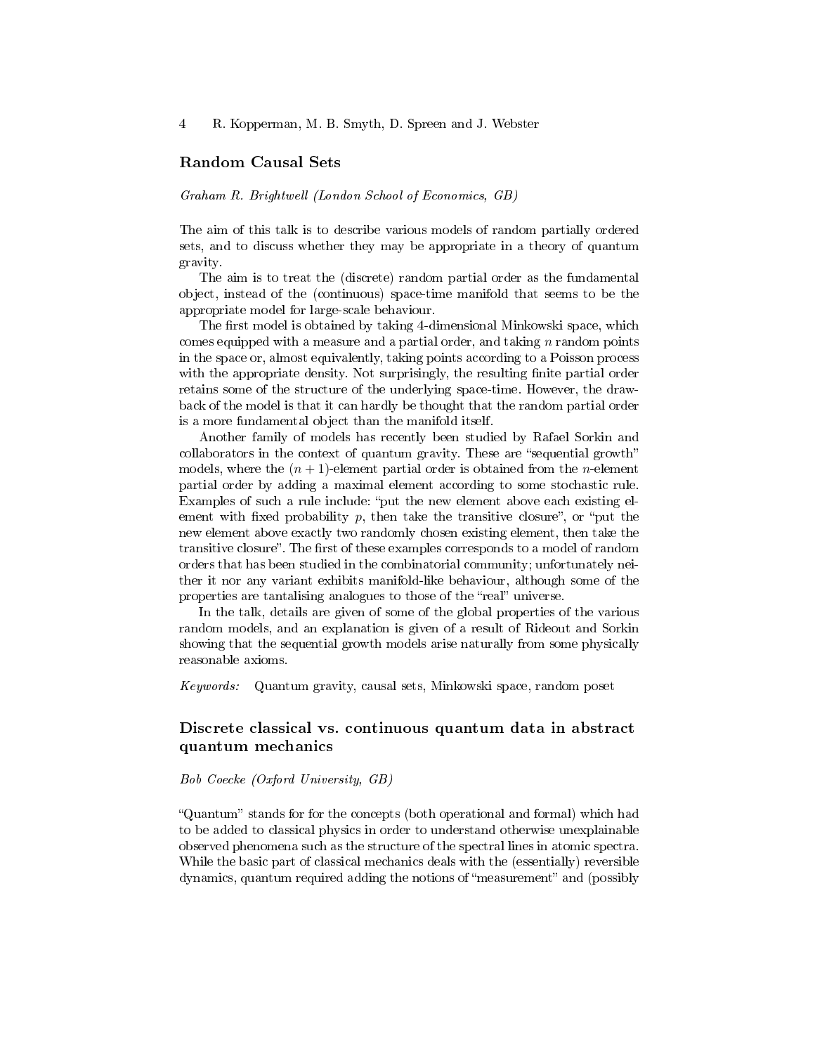## Random Causal Sets

*Graham R. Brightwell (London School of Economics, GB)*

The aim of this talk is to describe various models of random partially ordered sets, and to discuss whether they may be appropriate in a theory of quantum gravity.

The aim is to treat the (discrete) random partial order as the fundamental object, instead of the (continuous) space-time manifold that seems to be the appropriate model for large-scale behaviour.

The first model is obtained by taking 4-dimensional Minkowski space, which comes equipped with a measure and a partial order, and taking $n$ random points in the space or, almost equivalently, taking points according to a Poisson process with the appropriate density. Not surprisingly, the resulting finite partial order retains some of the structure of the underlying space-time. However, the drawback of the model is that it can hardly be thought that the random partial order is a more fundamental object than the manifold itself.

Another family of models has recently been studied by Rafael Sorkin and collaborators in the context of quantum gravity. These are "sequential growth" models, where the $(n+1)$-element partial order is obtained from the $n$-element partial order by adding a maximal element according to some stochastic rule. Examples of such a rule include: "put the new element above each existing element with fixed probability $p$, then take the transitive closure", or "put the new element above exactly two randomly chosen existing element, then take the transitive closure". The first of these examples corresponds to a model of random orders that has been studied in the combinatorial community; unfortunately neither it nor any variant exhibits manifold-like behaviour, although some of the properties are tantalising analogues to those of the "real" universe.

In the talk, details are given of some of the global properties of the various random models, and an explanation is given of a result of Rideout and Sorkin showing that the sequential growth models arise naturally from some physically reasonable axioms.

*Keywords:* Quantum gravity, causal sets, Minkowski space, random poset

## Discrete classical vs. continuous quantum data in abstract quantum mechanics

*Bob Coecke (Oxford University, GB)*

"Quantum" stands for for the concepts (both operational and formal) which had to be added to classical physics in order to understand otherwise unexplainable observed phenomena such as the structure of the spectral lines in atomic spectra. While the basic part of classical mechanics deals with the (essentially) reversible dynamics, quantum required adding the notions of "measurement" and (possibly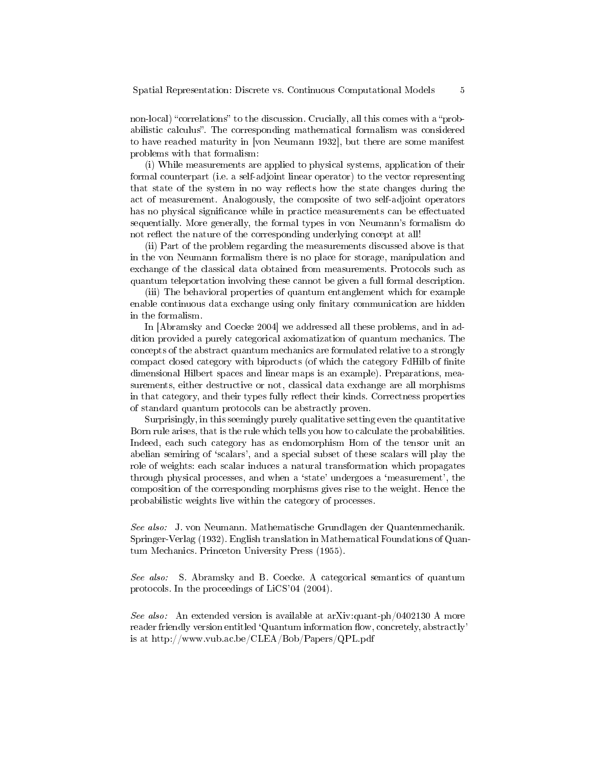non-local) "correlations" to the discussion. Crucially, all this comes with a "probabilistic calculus". The corresponding mathematical formalism was considered to have reached maturity in [von Neumann 1932], but there are some manifest problems with that formalism:

(i) While measurements are applied to physical systems, application of their formal counterpart (i.e. a self-adjoint linear operator) to the vector representing that state of the system in no way reflects how the state changes during the act of measurement. Analogously, the composite of two self-adjoint operators has no physical significance while in practice measurements can be effectuated sequentially. More generally, the formal types in von Neumann's formalism do not reflect the nature of the corresponding underlying concept at all!

(ii) Part of the problem regarding the measurements discussed above is that in the von Neumann formalism there is no place for storage, manipulation and exchange of the classical data obtained from measurements. Protocols such as quantum teleportation involving these cannot be given a full formal description.

(iii) The behavioral properties of quantum entanglement which for example enable continuous data exchange using only finitary communication are hidden in the formalism.

In [Abramsky and Coecke 2004] we addressed all these problems, and in addition provided a purely categorical axiomatization of quantum mechanics. The concepts of the abstract quantum mechanics are formulated relative to a strongly compact closed category with biproducts (of which the category FdHilb of finite dimensional Hilbert spaces and linear maps is an example). Preparations, measurements, either destructive or not, classical data exchange are all morphisms in that category, and their types fully reflect their kinds. Correctness properties of standard quantum protocols can be abstractly proven.

Surprisingly, in this seemingly purely qualitative setting even the quantitative Born rule arises, that is the rule which tells you how to calculate the probabilities. Indeed, each such category has as endomorphism Hom of the tensor unit an abelian semiring of 'scalars', and a special subset of these scalars will play the role of weights: each scalar induces a natural transformation which propagates through physical processes, and when a 'state' undergoes a 'measurement', the composition of the corresponding morphisms gives rise to the weight. Hence the probabilistic weights live within the category of processes.

*See also:* J. von Neumann. Mathematische Grundlagen der Quantenmechanik. Springer-Verlag (1932). English translation in Mathematical Foundations of Quantum Mechanics. Princeton University Press (1955).

*See also:* S. Abramsky and B. Coecke. A categorical semantics of quantum protocols. In the proceedings of LiCS'04 (2004).

*See also:* An extended version is available at arXiv:quant-ph/0402130 A more reader friendly version entitled 'Quantum information flow, concretely, abstractly' is at http://www.vub.ac.be/CLEA/Bob/Papers/QPL.pdf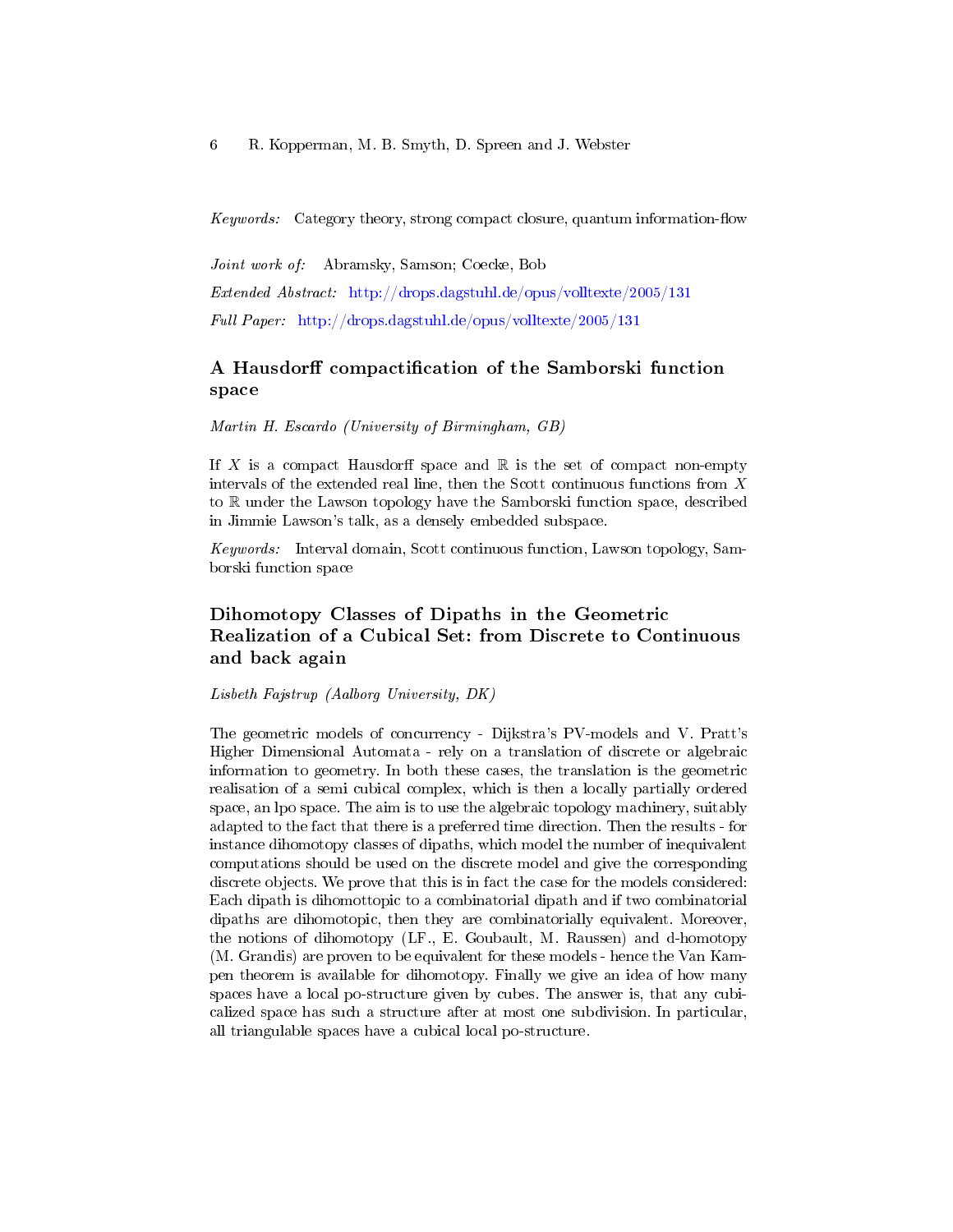*Keywords:* Category theory, strong compact closure, quantum information-flow

*Joint work of:* Abramsky, Samson; Coecke, Bob

*Extended Abstract:* http://drops.dagstuhl.de/opus/volltexte/2005/131

*Full Paper:* http://drops.dagstuhl.de/opus/volltexte/2005/131

## A Hausdorff compactification of the Samborski function space

*Martin H. Escardo (University of Birmingham, GB)*

If $X$ is a compact Hausdorff space and $\mathbb{R}$ is the set of compact non-empty intervals of the extended real line, then the Scott continuous functions from $X$ to $\mathbb{R}$ under the Lawson topology have the Samborski function space, described in Jimmie Lawson's talk, as a densely embedded subspace.

*Keywords:* Interval domain, Scott continuous function, Lawson topology, Samborski function space

## Dihomotopy Classes of Dipaths in the Geometric Realization of a Cubical Set: from Discrete to Continuous and back again

*Lisbeth Fajstrup (Aalborg University, DK)*

The geometric models of concurrency - Dijkstra's PV-models and V. Pratt's Higher Dimensional Automata - rely on a translation of discrete or algebraic information to geometry. In both these cases, the translation is the geometric realisation of a semi cubical complex, which is then a locally partially ordered space, an lpo space. The aim is to use the algebraic topology machinery, suitably adapted to the fact that there is a preferred time direction. Then the results - for instance dihomotopy classes of dipaths, which model the number of inequivalent computations should be used on the discrete model and give the corresponding discrete objects. We prove that this is in fact the case for the models considered: Each dipath is dihomottopic to a combinatorial dipath and if two combinatorial dipaths are dihomotopic, then they are combinatorially equivalent. Moreover, the notions of dihomotopy (LF., E. Goubault, M. Raussen) and d-homotopy (M. Grandis) are proven to be equivalent for these models - hence the Van Kampen theorem is available for dihomotopy. Finally we give an idea of how many spaces have a local po-structure given by cubes. The answer is, that any cubicalized space has such a structure after at most one subdivision. In particular, all triangulable spaces have a cubical local po-structure.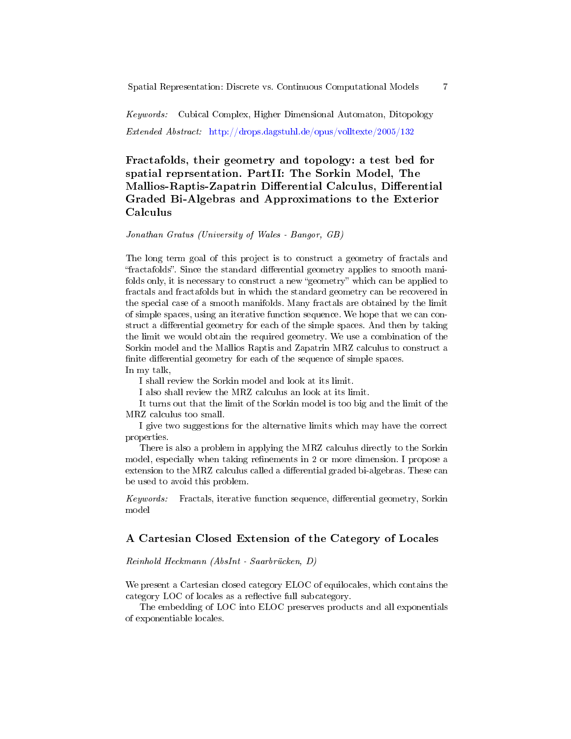*Keywords:* Cubical Complex, Higher Dimensional Automaton, Ditopology

*Extended Abstract:* http://drops.dagstuhl.de/opus/volltexte/2005/132

## Fractafolds, their geometry and topology: a test bed for spatial reprsentation. PartII: The Sorkin Model, The Mallios-Raptis-Zapatrin Differential Calculus, Differential Graded Bi-Algebras and Approximations to the Exterior Calculus

*Jonathan Gratus (University of Wales - Bangor, GB)*

The long term goal of this project is to construct a geometry of fractals and "fractafolds". Since the standard differential geometry applies to smooth manifolds only, it is necessary to construct a new "geometry" which can be applied to fractals and fractafolds but in which the standard geometry can be recovered in the special case of a smooth manifolds. Many fractals are obtained by the limit of simple spaces, using an iterative function sequence. We hope that we can construct a differential geometry for each of the simple spaces. And then by taking the limit we would obtain the required geometry. We use a combination of the Sorkin model and the Mallios Raptis and Zapatrin MRZ calculus to construct a finite differential geometry for each of the sequence of simple spaces.
In my talk,

I shall review the Sorkin model and look at its limit.

I also shall review the MRZ calculus an look at its limit.

It turns out that the limit of the Sorkin model is too big and the limit of the MRZ calculus too small.

I give two suggestions for the alternative limits which may have the correct properties.

There is also a problem in applying the MRZ calculus directly to the Sorkin model, especially when taking refinements in 2 or more dimension. I propose a extension to the MRZ calculus called a differential graded bi-algebras. These can be used to avoid this problem.

*Keywords:* Fractals, iterative function sequence, differential geometry, Sorkin model

## A Cartesian Closed Extension of the Category of Locales

*Reinhold Heckmann (AbsInt - Saarbrücken, D)*

We present a Cartesian closed category ELOC of equilocales, which contains the category LOC of locales as a reflective full subcategory.

The embedding of LOC into ELOC preserves products and all exponentials of exponentiable locales.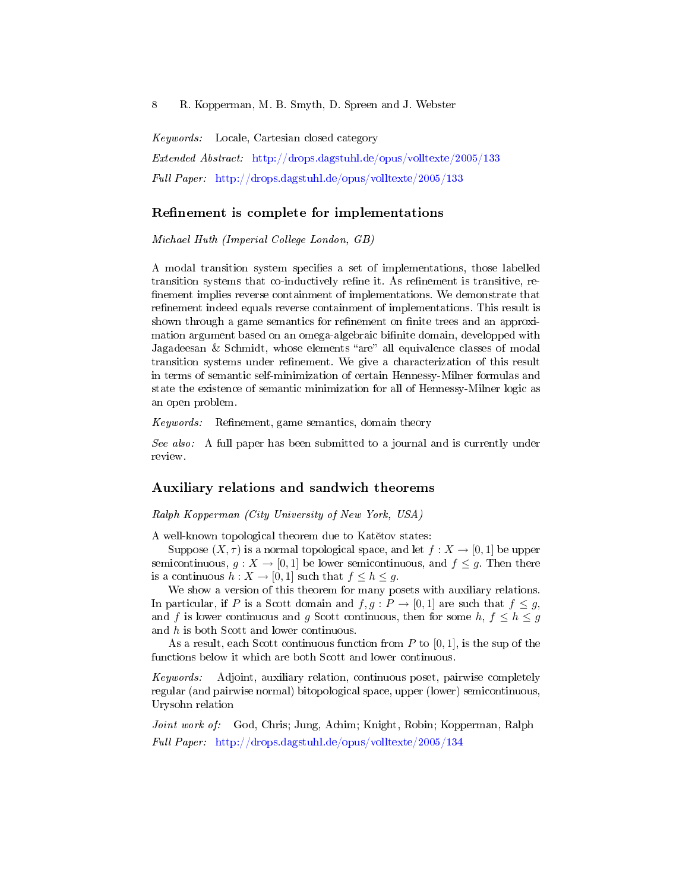*Keywords:* Locale, Cartesian closed category

*Extended Abstract:* http://drops.dagstuhl.de/opus/volltexte/2005/133

*Full Paper:* http://drops.dagstuhl.de/opus/volltexte/2005/133

## Refinement is complete for implementations

*Michael Huth (Imperial College London, GB)*

A modal transition system specifies a set of implementations, those labelled transition systems that co-inductively refine it. As refinement is transitive, refinement implies reverse containment of implementations. We demonstrate that refinement indeed equals reverse containment of implementations. This result is shown through a game semantics for refinement on finite trees and an approximation argument based on an omega-algebraic bifinite domain, developped with Jagadeesan & Schmidt, whose elements "are" all equivalence classes of modal transition systems under refinement. We give a characterization of this result in terms of semantic self-minimization of certain Hennessy-Milner formulas and state the existence of semantic minimization for all of Hennessy-Milner logic as an open problem.

*Keywords:* Refinement, game semantics, domain theory

*See also:* A full paper has been submitted to a journal and is currently under review.

## Auxiliary relations and sandwich theorems

*Ralph Kopperman (City University of New York, USA)*

A well-known topological theorem due to Katětov states:

Suppose $(X, \tau)$ is a normal topological space, and let $f : X \to [0, 1]$ be upper semicontinuous, $g : X \to [0, 1]$ be lower semicontinuous, and $f \leq g$. Then there is a continuous $h : X \to [0, 1]$ such that $f \leq h \leq g$.

We show a version of this theorem for many posets with auxiliary relations. In particular, if $P$ is a Scott domain and $f, g : P \to [0, 1]$ are such that $f \leq g$, and $f$ is lower continuous and $g$ Scott continuous, then for some $h$, $f \leq h \leq g$ and $h$ is both Scott and lower continuous.

As a result, each Scott continuous function from $P$ to $[0, 1]$, is the sup of the functions below it which are both Scott and lower continuous.

*Keywords:* Adjoint, auxiliary relation, continuous poset, pairwise completely regular (and pairwise normal) bitopological space, upper (lower) semicontinuous, Urysohn relation

*Joint work of:* God, Chris; Jung, Achim; Knight, Robin; Kopperman, Ralph

*Full Paper:* http://drops.dagstuhl.de/opus/volltexte/2005/134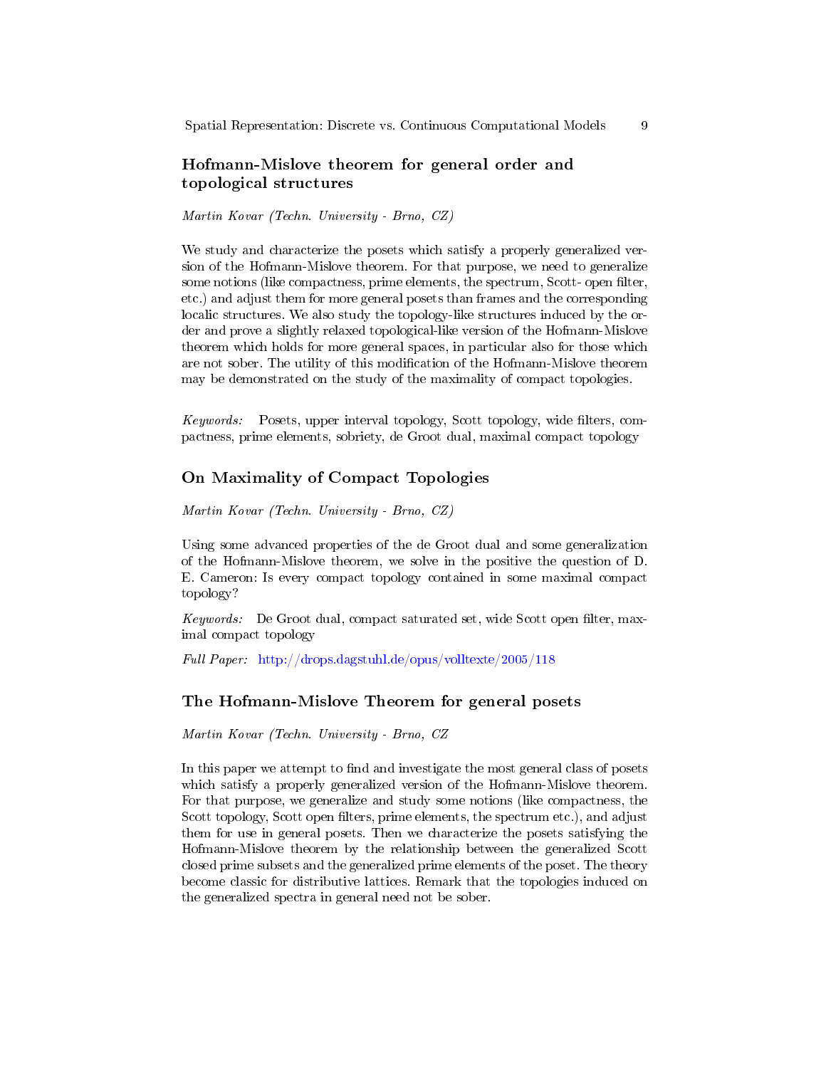## Hofmann-Mislove theorem for general order and topological structures

*Martin Kovar (Techn. University - Brno, CZ)*

We study and characterize the posets which satisfy a properly generalized version of the Hofmann-Mislove theorem. For that purpose, we need to generalize some notions (like compactness, prime elements, the spectrum, Scott- open filter, etc.) and adjust them for more general posets than frames and the corresponding localic structures. We also study the topology-like structures induced by the order and prove a slightly relaxed topological-like version of the Hofmann-Mislove theorem which holds for more general spaces, in particular also for those which are not sober. The utility of this modification of the Hofmann-Mislove theorem may be demonstrated on the study of the maximality of compact topologies.

*Keywords:* Posets, upper interval topology, Scott topology, wide filters, compactness, prime elements, sobriety, de Groot dual, maximal compact topology

## On Maximality of Compact Topologies

*Martin Kovar (Techn. University - Brno, CZ)*

Using some advanced properties of the de Groot dual and some generalization of the Hofmann-Mislove theorem, we solve in the positive the question of D. E. Cameron: Is every compact topology contained in some maximal compact topology?

*Keywords:* De Groot dual, compact saturated set, wide Scott open filter, maximal compact topology

*Full Paper:* http://drops.dagstuhl.de/opus/volltexte/2005/118

## The Hofmann-Mislove Theorem for general posets

*Martin Kovar (Techn. University - Brno, CZ*

In this paper we attempt to find and investigate the most general class of posets which satisfy a properly generalized version of the Hofmann-Mislove theorem. For that purpose, we generalize and study some notions (like compactness, the Scott topology, Scott open filters, prime elements, the spectrum etc.), and adjust them for use in general posets. Then we characterize the posets satisfying the Hofmann-Mislove theorem by the relationship between the generalized Scott closed prime subsets and the generalized prime elements of the poset. The theory become classic for distributive lattices. Remark that the topologies induced on the generalized spectra in general need not be sober.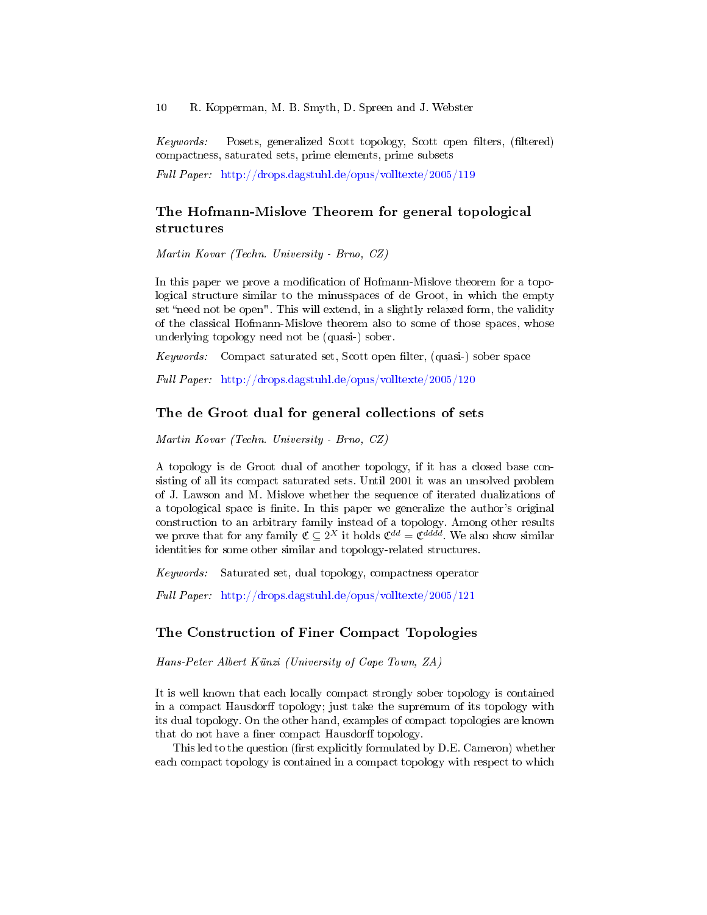*Keywords:* Posets, generalized Scott topology, Scott open filters, (filtered) compactness, saturated sets, prime elements, prime subsets

*Full Paper:* http://drops.dagstuhl.de/opus/volltexte/2005/119

## The Hofmann-Mislove Theorem for general topological structures

*Martin Kovar (Techn. University - Brno, CZ)*

In this paper we prove a modification of Hofmann-Mislove theorem for a topological structure similar to the minusspaces of de Groot, in which the empty set "need not be open". This will extend, in a slightly relaxed form, the validity of the classical Hofmann-Mislove theorem also to some of those spaces, whose underlying topology need not be (quasi-) sober.

*Keywords:* Compact saturated set, Scott open filter, (quasi-) sober space

*Full Paper:* http://drops.dagstuhl.de/opus/volltexte/2005/120

## The de Groot dual for general collections of sets

*Martin Kovar (Techn. University - Brno, CZ)*

A topology is de Groot dual of another topology, if it has a closed base consisting of all its compact saturated sets. Until 2001 it was an unsolved problem of J. Lawson and M. Mislove whether the sequence of iterated dualizations of a topological space is finite. In this paper we generalize the author's original construction to an arbitrary family instead of a topology. Among other results we prove that for any family $\mathfrak{C} \subseteq 2^X$ it holds $\mathfrak{C}^{dd} = \mathfrak{C}^{dddd}$. We also show similar identities for some other similar and topology-related structures.

*Keywords:* Saturated set, dual topology, compactness operator

*Full Paper:* http://drops.dagstuhl.de/opus/volltexte/2005/121

## The Construction of Finer Compact Topologies

*Hans-Peter Albert Künzi (University of Cape Town, ZA)*

It is well known that each locally compact strongly sober topology is contained in a compact Hausdorff topology; just take the supremum of its topology with its dual topology. On the other hand, examples of compact topologies are known that do not have a finer compact Hausdorff topology.

This led to the question (first explicitly formulated by D.E. Cameron) whether each compact topology is contained in a compact topology with respect to which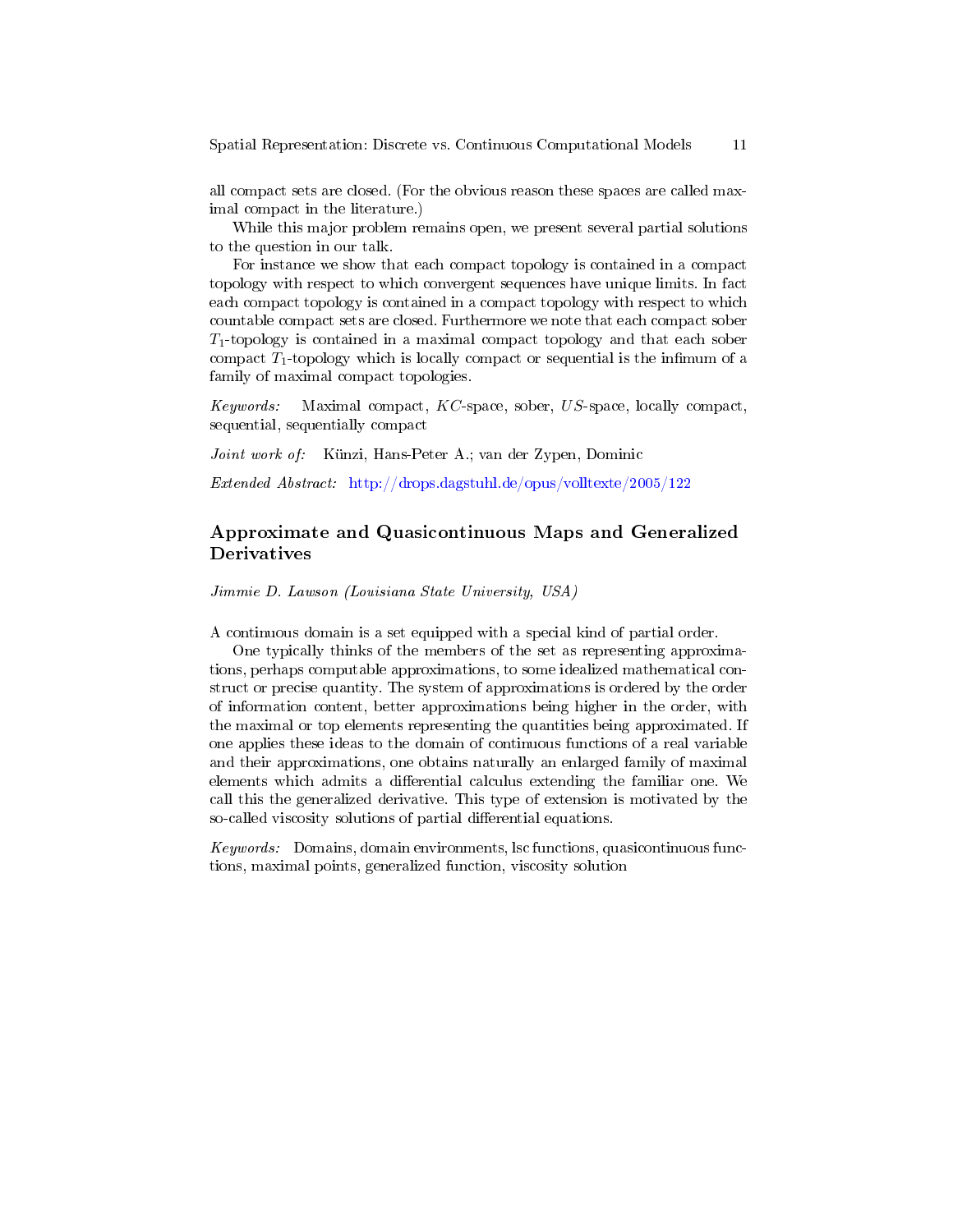all compact sets are closed. (For the obvious reason these spaces are called maximal compact in the literature.)

While this major problem remains open, we present several partial solutions to the question in our talk.

For instance we show that each compact topology is contained in a compact topology with respect to which convergent sequences have unique limits. In fact each compact topology is contained in a compact topology with respect to which countable compact sets are closed. Furthermore we note that each compact sober $T_1$-topology is contained in a maximal compact topology and that each sober compact $T_1$-topology which is locally compact or sequential is the infimum of a family of maximal compact topologies.

*Keywords:* Maximal compact, *KC*-space, sober, *US*-space, locally compact, sequential, sequentially compact

*Joint work of:* Künzi, Hans-Peter A.; van der Zypen, Dominic

*Extended Abstract:* http://drops.dagstuhl.de/opus/volltexte/2005/122

## Approximate and Quasicontinuous Maps and Generalized Derivatives

*Jimmie D. Lawson (Louisiana State University, USA)*

A continuous domain is a set equipped with a special kind of partial order.

One typically thinks of the members of the set as representing approximations, perhaps computable approximations, to some idealized mathematical construct or precise quantity. The system of approximations is ordered by the order of information content, better approximations being higher in the order, with the maximal or top elements representing the quantities being approximated. If one applies these ideas to the domain of continuous functions of a real variable and their approximations, one obtains naturally an enlarged family of maximal elements which admits a differential calculus extending the familiar one. We call this the generalized derivative. This type of extension is motivated by the so-called viscosity solutions of partial differential equations.

*Keywords:* Domains, domain environments, lsc functions, quasicontinuous functions, maximal points, generalized function, viscosity solution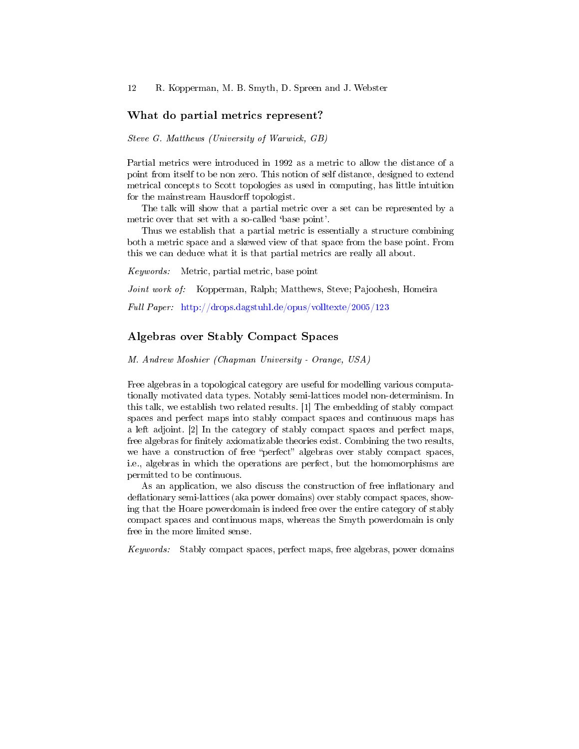## What do partial metrics represent?

*Steve G. Matthews (University of Warwick, GB)*

Partial metrics were introduced in 1992 as a metric to allow the distance of a point from itself to be non zero. This notion of self distance, designed to extend metrical concepts to Scott topologies as used in computing, has little intuition for the mainstream Hausdorff topologist.

The talk will show that a partial metric over a set can be represented by a metric over that set with a so-called 'base point'.

Thus we establish that a partial metric is essentially a structure combining both a metric space and a skewed view of that space from the base point. From this we can deduce what it is that partial metrics are really all about.

*Keywords:* Metric, partial metric, base point

*Joint work of:* Kopperman, Ralph; Matthews, Steve; Pajoohesh, Homeira

*Full Paper:* http://drops.dagstuhl.de/opus/volltexte/2005/123

## Algebras over Stably Compact Spaces

*M. Andrew Moshier (Chapman University - Orange, USA)*

Free algebras in a topological category are useful for modelling various computationally motivated data types. Notably semi-lattices model non-determinism. In this talk, we establish two related results. [1] The embedding of stably compact spaces and perfect maps into stably compact spaces and continuous maps has a left adjoint. [2] In the category of stably compact spaces and perfect maps, free algebras for finitely axiomatizable theories exist. Combining the two results, we have a construction of free "perfect" algebras over stably compact spaces, i.e., algebras in which the operations are perfect, but the homomorphisms are permitted to be continuous.

As an application, we also discuss the construction of free inflationary and deflationary semi-lattices (aka power domains) over stably compact spaces, showing that the Hoare powerdomain is indeed free over the entire category of stably compact spaces and continuous maps, whereas the Smyth powerdomain is only free in the more limited sense.

*Keywords:* Stably compact spaces, perfect maps, free algebras, power domains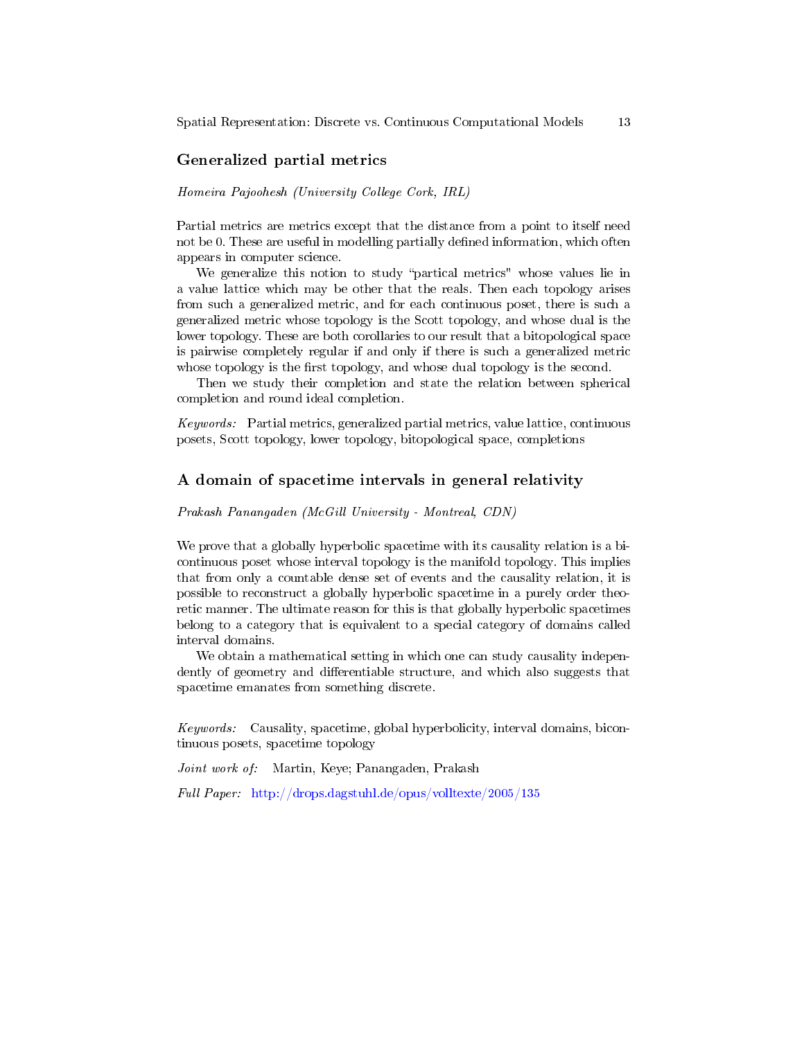## Generalized partial metrics

*Homeira Pajoohesh (University College Cork, IRL)*

Partial metrics are metrics except that the distance from a point to itself need not be 0. These are useful in modelling partially defined information, which often appears in computer science.

We generalize this notion to study "partical metrics" whose values lie in a value lattice which may be other that the reals. Then each topology arises from such a generalized metric, and for each continuous poset, there is such a generalized metric whose topology is the Scott topology, and whose dual is the lower topology. These are both corollaries to our result that a bitopological space is pairwise completely regular if and only if there is such a generalized metric whose topology is the first topology, and whose dual topology is the second.

Then we study their completion and state the relation between spherical completion and round ideal completion.

*Keywords:* Partial metrics, generalized partial metrics, value lattice, continuous posets, Scott topology, lower topology, bitopological space, completions

## A domain of spacetime intervals in general relativity

*Prakash Panangaden (McGill University - Montreal, CDN)*

We prove that a globally hyperbolic spacetime with its causality relation is a bicontinuous poset whose interval topology is the manifold topology. This implies that from only a countable dense set of events and the causality relation, it is possible to reconstruct a globally hyperbolic spacetime in a purely order theoretic manner. The ultimate reason for this is that globally hyperbolic spacetimes belong to a category that is equivalent to a special category of domains called interval domains.

We obtain a mathematical setting in which one can study causality independently of geometry and differentiable structure, and which also suggests that spacetime emanates from something discrete.

*Keywords:* Causality, spacetime, global hyperbolicity, interval domains, bicontinuous posets, spacetime topology

*Joint work of:* Martin, Keye; Panangaden, Prakash

*Full Paper:* http://drops.dagstuhl.de/opus/volltexte/2005/135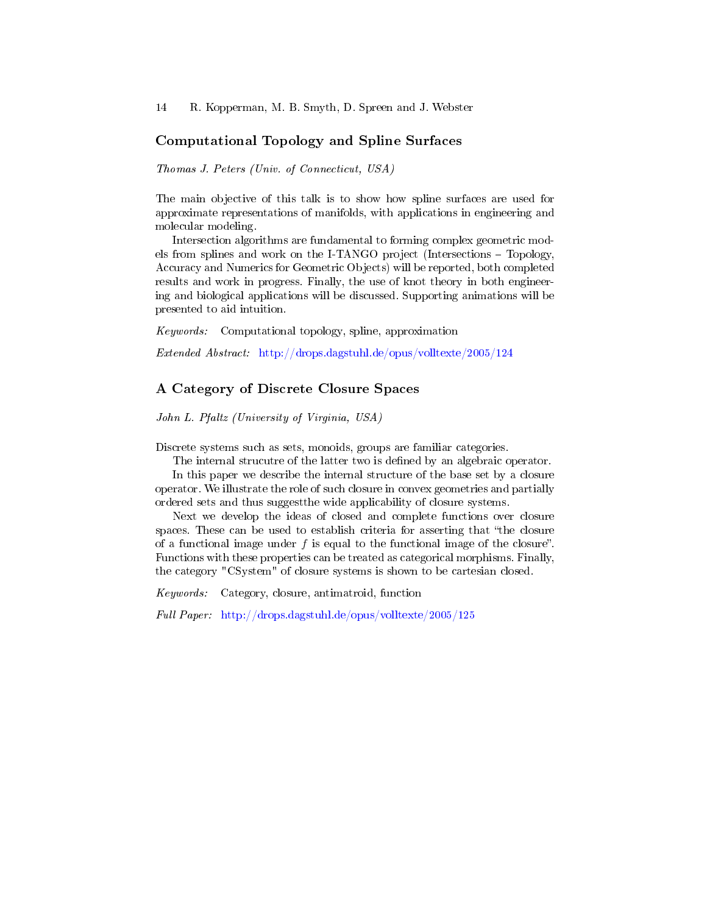## Computational Topology and Spline Surfaces

*Thomas J. Peters (Univ. of Connecticut, USA)*

The main objective of this talk is to show how spline surfaces are used for approximate representations of manifolds, with applications in engineering and molecular modeling.

Intersection algorithms are fundamental to forming complex geometric models from splines and work on the I-TANGO project (Intersections – Topology, Accuracy and Numerics for Geometric Objects) will be reported, both completed results and work in progress. Finally, the use of knot theory in both engineering and biological applications will be discussed. Supporting animations will be presented to aid intuition.

*Keywords:* Computational topology, spline, approximation

*Extended Abstract:* http://drops.dagstuhl.de/opus/volltexte/2005/124

## A Category of Discrete Closure Spaces

*John L. Pfaltz (University of Virginia, USA)*

Discrete systems such as sets, monoids, groups are familiar categories.

The internal strucutre of the latter two is defined by an algebraic operator.

In this paper we describe the internal structure of the base set by a closure operator. We illustrate the role of such closure in convex geometries and partially ordered sets and thus suggestthe wide applicability of closure systems.

Next we develop the ideas of closed and complete functions over closure spaces. These can be used to establish criteria for asserting that "the closure of a functional image under $f$ is equal to the functional image of the closure". Functions with these properties can be treated as categorical morphisms. Finally, the category "CSystem" of closure systems is shown to be cartesian closed.

*Keywords:* Category, closure, antimatroid, function

*Full Paper:* http://drops.dagstuhl.de/opus/volltexte/2005/125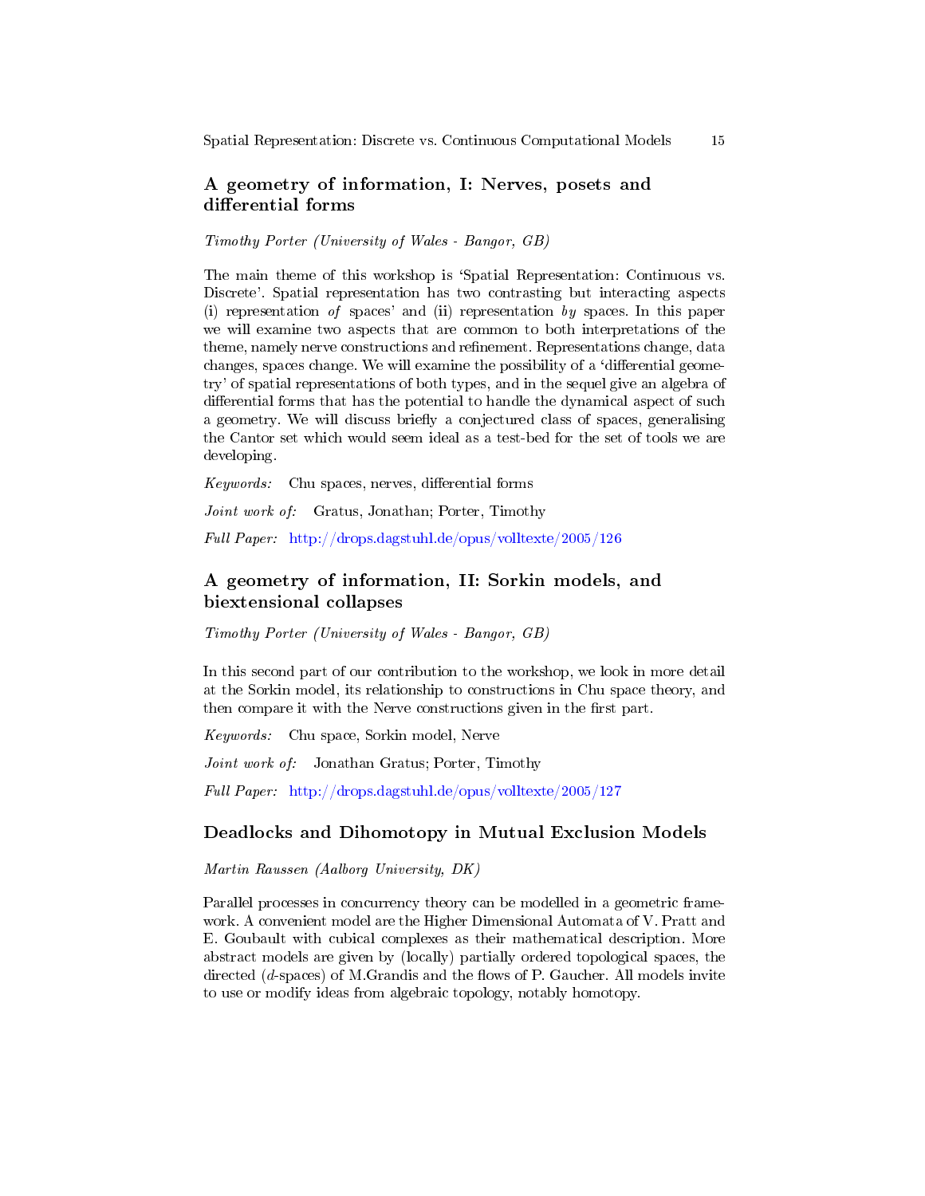## A geometry of information, I: Nerves, posets and differential forms

*Timothy Porter (University of Wales - Bangor, GB)*

The main theme of this workshop is 'Spatial Representation: Continuous vs. Discrete'. Spatial representation has two contrasting but interacting aspects (i) representation *of* spaces' and (ii) representation *by* spaces. In this paper we will examine two aspects that are common to both interpretations of the theme, namely nerve constructions and refinement. Representations change, data changes, spaces change. We will examine the possibility of a 'differential geometry' of spatial representations of both types, and in the sequel give an algebra of differential forms that has the potential to handle the dynamical aspect of such a geometry. We will discuss briefly a conjectured class of spaces, generalising the Cantor set which would seem ideal as a test-bed for the set of tools we are developing.

*Keywords:* Chu spaces, nerves, differential forms

*Joint work of:* Gratus, Jonathan; Porter, Timothy

*Full Paper:* http://drops.dagstuhl.de/opus/volltexte/2005/126

## A geometry of information, II: Sorkin models, and biextensional collapses

*Timothy Porter (University of Wales - Bangor, GB)*

In this second part of our contribution to the workshop, we look in more detail at the Sorkin model, its relationship to constructions in Chu space theory, and then compare it with the Nerve constructions given in the first part.

*Keywords:* Chu space, Sorkin model, Nerve

*Joint work of:* Jonathan Gratus; Porter, Timothy

*Full Paper:* http://drops.dagstuhl.de/opus/volltexte/2005/127

## Deadlocks and Dihomotopy in Mutual Exclusion Models

*Martin Raussen (Aalborg University, DK)*

Parallel processes in concurrency theory can be modelled in a geometric framework. A convenient model are the Higher Dimensional Automata of V. Pratt and E. Goubault with cubical complexes as their mathematical description. More abstract models are given by (locally) partially ordered topological spaces, the directed (*d*-spaces) of M.Grandis and the flows of P. Gaucher. All models invite to use or modify ideas from algebraic topology, notably homotopy.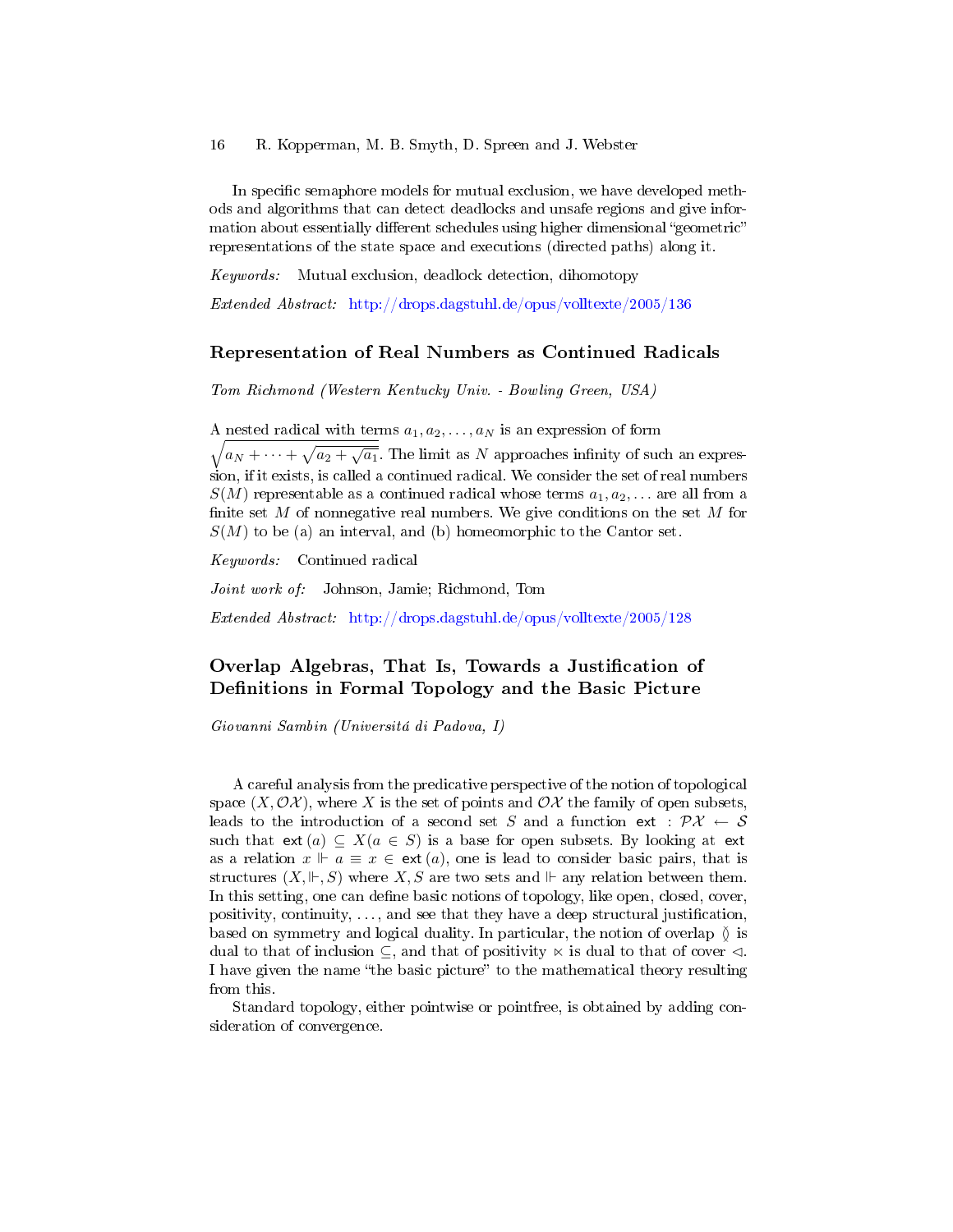In specific semaphore models for mutual exclusion, we have developed methods and algorithms that can detect deadlocks and unsafe regions and give information about essentially different schedules using higher dimensional "geometric" representations of the state space and executions (directed paths) along it.

*Keywords:* Mutual exclusion, deadlock detection, dihomotopy

*Extended Abstract:* http://drops.dagstuhl.de/opus/volltexte/2005/136

## Representation of Real Numbers as Continued Radicals

*Tom Richmond (Western Kentucky Univ. - Bowling Green, USA)*

A nested radical with terms $a_1, a_2, \ldots, a_N$ is an expression of form $\sqrt{a_N + \cdots + \sqrt{a_2 + \sqrt{a_1}}}$. The limit as $N$ approaches infinity of such an expression, if it exists, is called a continued radical. We consider the set of real numbers $S(M)$ representable as a continued radical whose terms $a_1, a_2, \ldots$ are all from a finite set $M$ of nonnegative real numbers. We give conditions on the set $M$ for $S(M)$ to be (a) an interval, and (b) homeomorphic to the Cantor set.

*Keywords:* Continued radical

*Joint work of:* Johnson, Jamie; Richmond, Tom

*Extended Abstract:* http://drops.dagstuhl.de/opus/volltexte/2005/128

## Overlap Algebras, That Is, Towards a Justification of Definitions in Formal Topology and the Basic Picture

*Giovanni Sambin (Universitá di Padova, I)*

A careful analysis from the predicative perspective of the notion of topological space $(X, \mathcal{OX})$, where $X$ is the set of points and $\mathcal{OX}$ the family of open subsets, leads to the introduction of a second set $S$ and a function $\mathsf{ext} : \mathcal{PX} \leftarrow \mathcal{S}$ such that $\mathsf{ext}(a) \subseteq X (a \in S)$ is a base for open subsets. By looking at $\mathsf{ext}$ as a relation $x \Vdash a \equiv x \in \mathsf{ext}(a)$, one is lead to consider basic pairs, that is structures $(X, \Vdash, S)$ where $X, S$ are two sets and $\Vdash$ any relation between them. In this setting, one can define basic notions of topology, like open, closed, cover, positivity, continuity, ..., and see that they have a deep structural justification, based on symmetry and logical duality. In particular, the notion of overlap $\between$ is dual to that of inclusion $\subseteq$, and that of positivity $\ltimes$ is dual to that of cover $\lhd$. I have given the name "the basic picture" to the mathematical theory resulting from this.

Standard topology, either pointwise or pointfree, is obtained by adding consideration of convergence.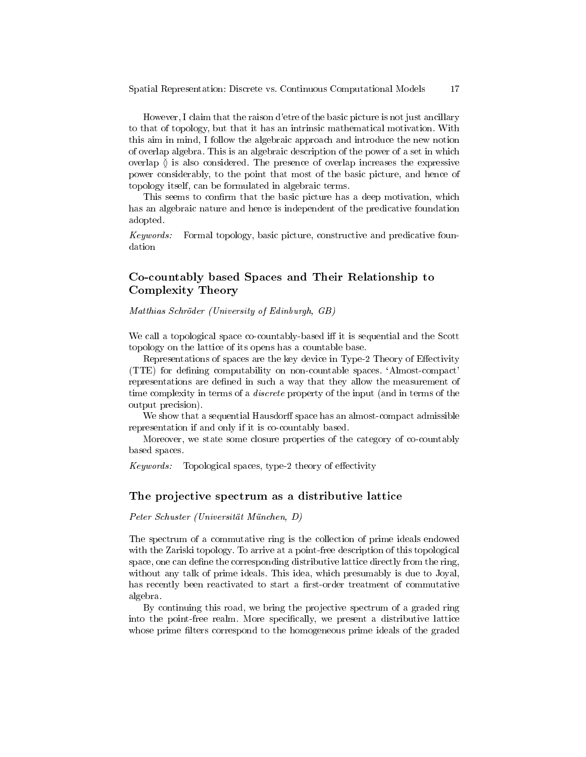However, I claim that the raison d'etre of the basic picture is not just ancillary to that of topology, but that it has an intrinsic mathematical motivation. With this aim in mind, I follow the algebraic approach and introduce the new notion of overlap algebra. This is an algebraic description of the power of a set in which overlap $\between$ is also considered. The presence of overlap increases the expressive power considerably, to the point that most of the basic picture, and hence of topology itself, can be formulated in algebraic terms.

This seems to confirm that the basic picture has a deep motivation, which has an algebraic nature and hence is independent of the predicative foundation adopted.

*Keywords:* Formal topology, basic picture, constructive and predicative foundation

## Co-countably based Spaces and Their Relationship to Complexity Theory

*Matthias Schröder (University of Edinburgh, GB)*

We call a topological space co-countably-based iff it is sequential and the Scott topology on the lattice of its opens has a countable base.

Representations of spaces are the key device in Type-2 Theory of Effectivity (TTE) for defining computability on non-countable spaces. 'Almost-compact' representations are defined in such a way that they allow the measurement of time complexity in terms of a *discrete* property of the input (and in terms of the output precision).

We show that a sequential Hausdorff space has an almost-compact admissible representation if and only if it is co-countably based.

Moreover, we state some closure properties of the category of co-countably based spaces.

*Keywords:* Topological spaces, type-2 theory of effectivity

## The projective spectrum as a distributive lattice

*Peter Schuster (Universität München, D)*

The spectrum of a commutative ring is the collection of prime ideals endowed with the Zariski topology. To arrive at a point-free description of this topological space, one can define the corresponding distributive lattice directly from the ring, without any talk of prime ideals. This idea, which presumably is due to Joyal, has recently been reactivated to start a first-order treatment of commutative algebra.

By continuing this road, we bring the projective spectrum of a graded ring into the point-free realm. More specifically, we present a distributive lattice whose prime filters correspond to the homogeneous prime ideals of the graded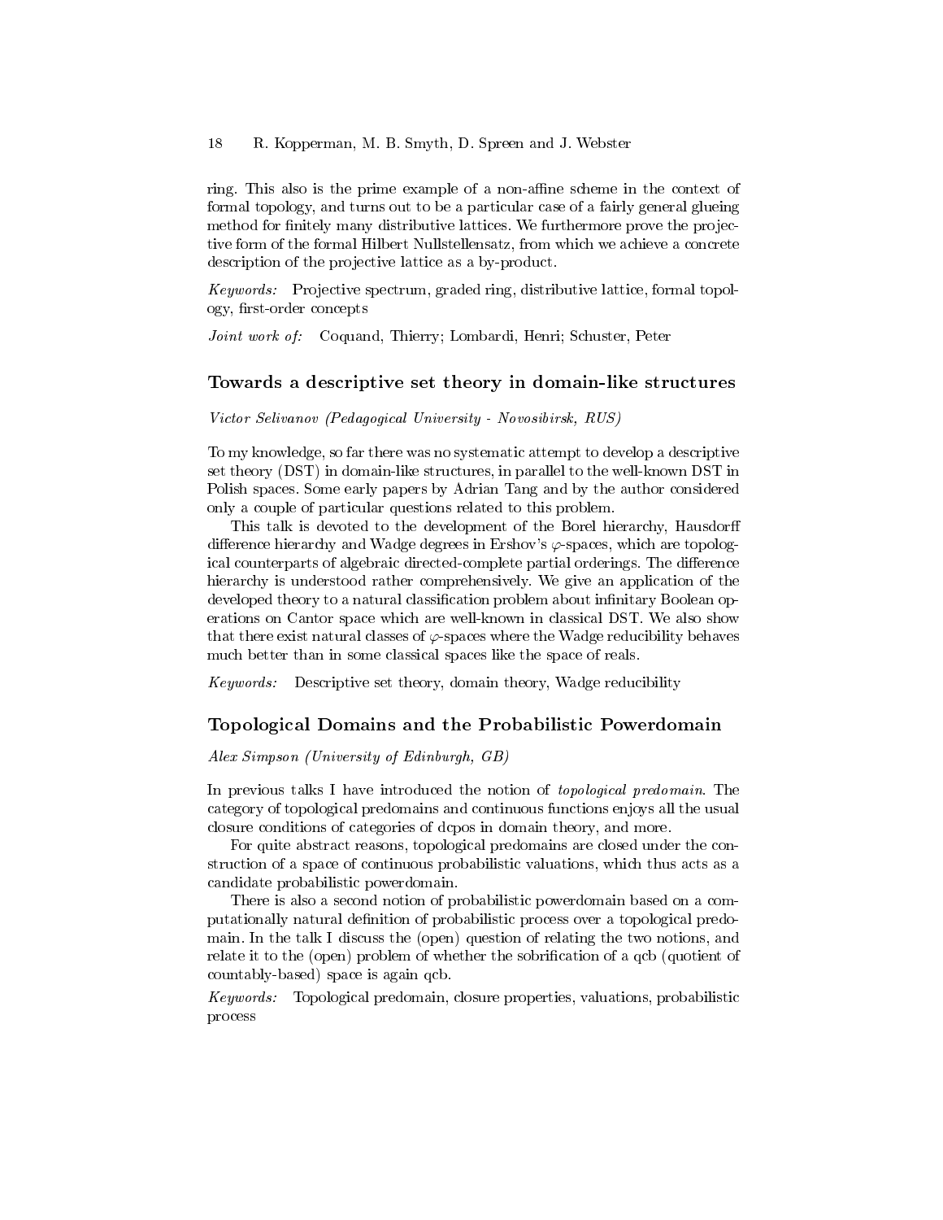ring. This also is the prime example of a non-affine scheme in the context of formal topology, and turns out to be a particular case of a fairly general glueing method for finitely many distributive lattices. We furthermore prove the projective form of the formal Hilbert Nullstellensatz, from which we achieve a concrete description of the projective lattice as a by-product.

*Keywords:* Projective spectrum, graded ring, distributive lattice, formal topology, first-order concepts

*Joint work of:* Coquand, Thierry; Lombardi, Henri; Schuster, Peter

## Towards a descriptive set theory in domain-like structures

*Victor Selivanov (Pedagogical University - Novosibirsk, RUS)*

To my knowledge, so far there was no systematic attempt to develop a descriptive set theory (DST) in domain-like structures, in parallel to the well-known DST in Polish spaces. Some early papers by Adrian Tang and by the author considered only a couple of particular questions related to this problem.

This talk is devoted to the development of the Borel hierarchy, Hausdorff difference hierarchy and Wadge degrees in Ershov's $\varphi$-spaces, which are topological counterparts of algebraic directed-complete partial orderings. The difference hierarchy is understood rather comprehensively. We give an application of the developed theory to a natural classification problem about infinitary Boolean operations on Cantor space which are well-known in classical DST. We also show that there exist natural classes of $\varphi$-spaces where the Wadge reducibility behaves much better than in some classical spaces like the space of reals.

*Keywords:* Descriptive set theory, domain theory, Wadge reducibility

## Topological Domains and the Probabilistic Powerdomain

*Alex Simpson (University of Edinburgh, GB)*

In previous talks I have introduced the notion of *topological predomain*. The category of topological predomains and continuous functions enjoys all the usual closure conditions of categories of dcpos in domain theory, and more.

For quite abstract reasons, topological predomains are closed under the construction of a space of continuous probabilistic valuations, which thus acts as a candidate probabilistic powerdomain.

There is also a second notion of probabilistic powerdomain based on a computationally natural definition of probabilistic process over a topological predomain. In the talk I discuss the (open) question of relating the two notions, and relate it to the (open) problem of whether the sobrification of a qcb (quotient of countably-based) space is again qcb.

*Keywords:* Topological predomain, closure properties, valuations, probabilistic process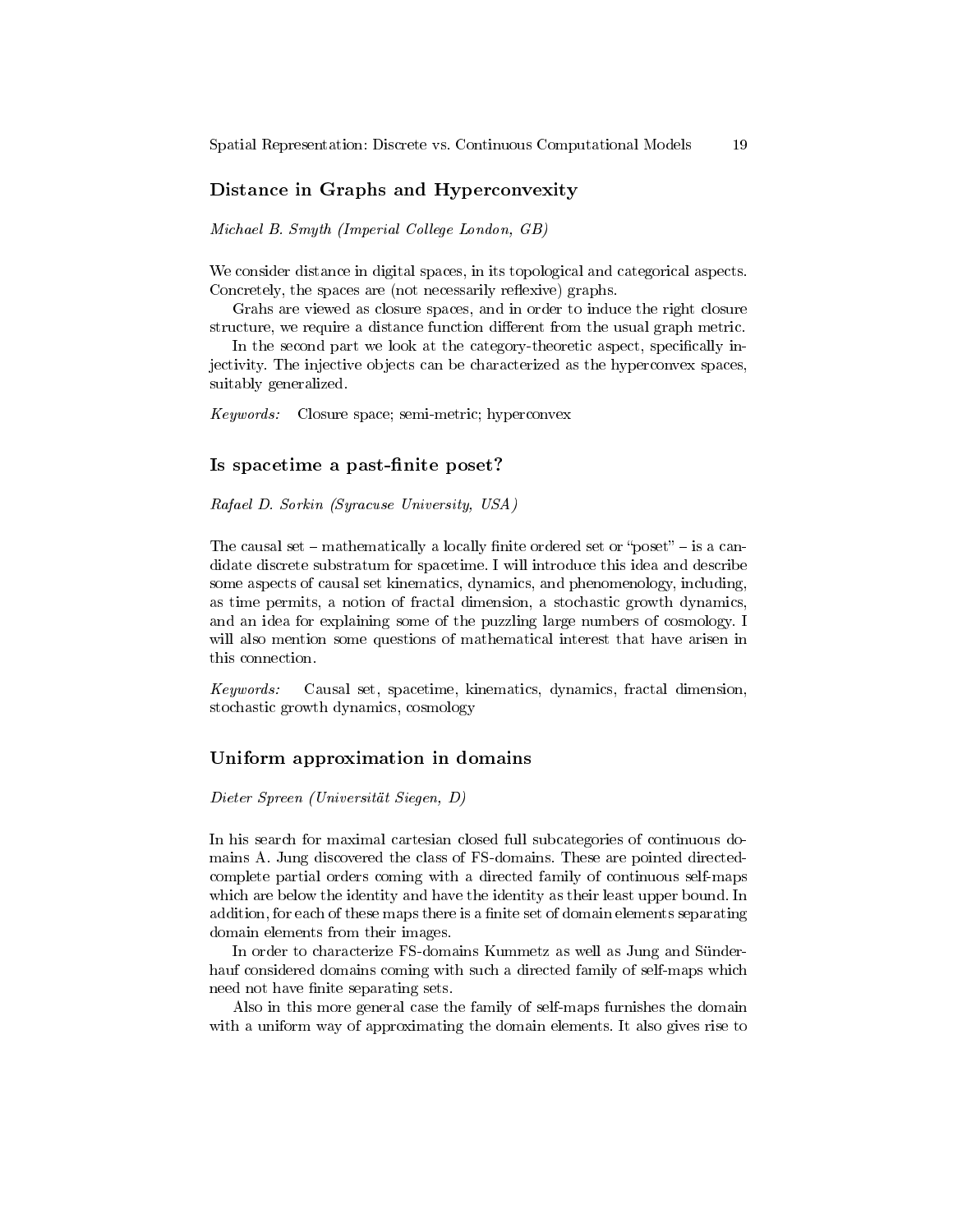## Distance in Graphs and Hyperconvexity

*Michael B. Smyth (Imperial College London, GB)*

We consider distance in digital spaces, in its topological and categorical aspects. Concretely, the spaces are (not necessarily reflexive) graphs.

Grahs are viewed as closure spaces, and in order to induce the right closure structure, we require a distance function different from the usual graph metric.

In the second part we look at the category-theoretic aspect, specifically injectivity. The injective objects can be characterized as the hyperconvex spaces, suitably generalized.

*Keywords:* Closure space; semi-metric; hyperconvex

## Is spacetime a past-finite poset?

*Rafael D. Sorkin (Syracuse University, USA)*

The causal set – mathematically a locally finite ordered set or "poset" – is a candidate discrete substratum for spacetime. I will introduce this idea and describe some aspects of causal set kinematics, dynamics, and phenomenology, including, as time permits, a notion of fractal dimension, a stochastic growth dynamics, and an idea for explaining some of the puzzling large numbers of cosmology. I will also mention some questions of mathematical interest that have arisen in this connection.

*Keywords:* Causal set, spacetime, kinematics, dynamics, fractal dimension, stochastic growth dynamics, cosmology

## Uniform approximation in domains

*Dieter Spreen (Universität Siegen, D)*

In his search for maximal cartesian closed full subcategories of continuous domains A. Jung discovered the class of FS-domains. These are pointed directed-complete partial orders coming with a directed family of continuous self-maps which are below the identity and have the identity as their least upper bound. In addition, for each of these maps there is a finite set of domain elements separating domain elements from their images.

In order to characterize FS-domains Kummetz as well as Jung and Sünderhauf considered domains coming with such a directed family of self-maps which need not have finite separating sets.

Also in this more general case the family of self-maps furnishes the domain with a uniform way of approximating the domain elements. It also gives rise to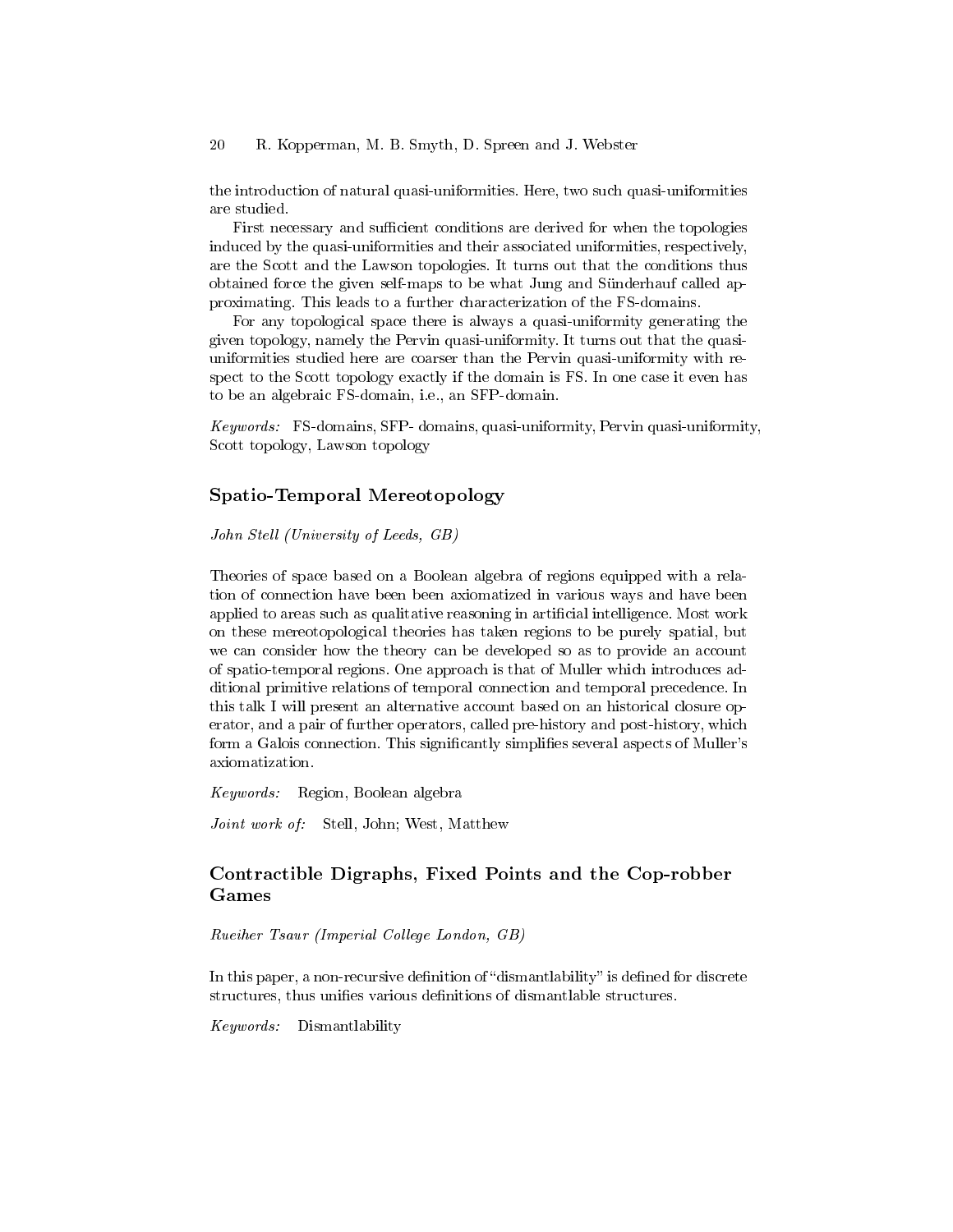the introduction of natural quasi-uniformities. Here, two such quasi-uniformities are studied.

First necessary and sufficient conditions are derived for when the topologies induced by the quasi-uniformities and their associated uniformities, respectively, are the Scott and the Lawson topologies. It turns out that the conditions thus obtained force the given self-maps to be what Jung and Sünderhauf called approximating. This leads to a further characterization of the FS-domains.

For any topological space there is always a quasi-uniformity generating the given topology, namely the Pervin quasi-uniformity. It turns out that the quasi-uniformities studied here are coarser than the Pervin quasi-uniformity with respect to the Scott topology exactly if the domain is FS. In one case it even has to be an algebraic FS-domain, i.e., an SFP-domain.

*Keywords:* FS-domains, SFP- domains, quasi-uniformity, Pervin quasi-uniformity, Scott topology, Lawson topology

## Spatio-Temporal Mereotopology

*John Stell (University of Leeds, GB)*

Theories of space based on a Boolean algebra of regions equipped with a relation of connection have been been axiomatized in various ways and have been applied to areas such as qualitative reasoning in artificial intelligence. Most work on these mereotopological theories has taken regions to be purely spatial, but we can consider how the theory can be developed so as to provide an account of spatio-temporal regions. One approach is that of Muller which introduces additional primitive relations of temporal connection and temporal precedence. In this talk I will present an alternative account based on an historical closure operator, and a pair of further operators, called pre-history and post-history, which form a Galois connection. This significantly simplifies several aspects of Muller's axiomatization.

*Keywords:* Region, Boolean algebra

*Joint work of:* Stell, John; West, Matthew

## Contractible Digraphs, Fixed Points and the Cop-robber Games

*Rueiher Tsaur (Imperial College London, GB)*

In this paper, a non-recursive definition of "dismantlability" is defined for discrete structures, thus unifies various definitions of dismantlable structures.

*Keywords:* Dismantlability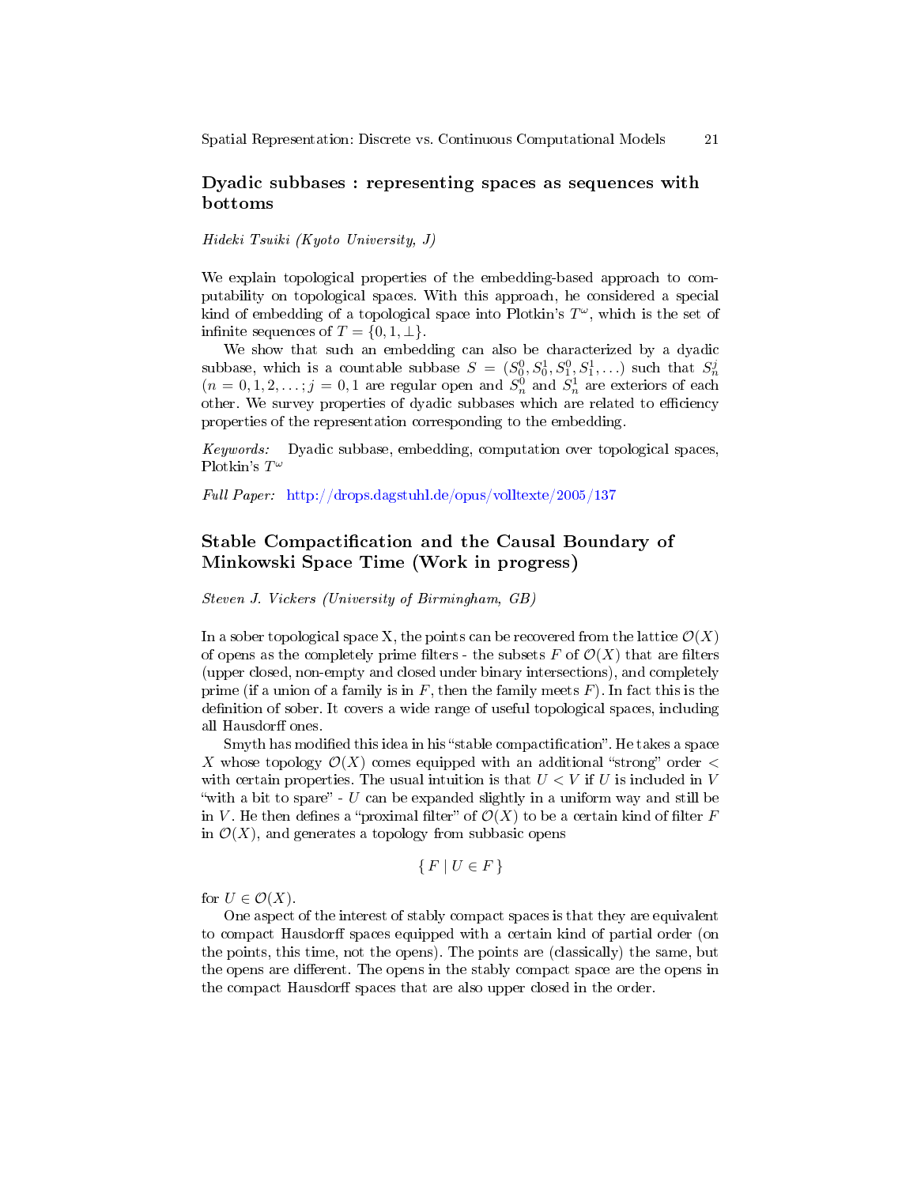## Dyadic subbases : representing spaces as sequences with bottoms

*Hideki Tsuiki (Kyoto University, J)*

We explain topological properties of the embedding-based approach to computability on topological spaces. With this approach, he considered a special kind of embedding of a topological space into Plotkin's $T^\omega$, which is the set of infinite sequences of $T = \{0, 1, \bot\}$.

We show that such an embedding can also be characterized by a dyadic subbase, which is a countable subbase $S = (S_0^0, S_0^1, S_1^0, S_1^1, \ldots)$ such that $S_n^j$ ($n = 0, 1, 2, \ldots; j = 0, 1$ are regular open and $S_n^0$ and $S_n^1$ are exteriors of each other. We survey properties of dyadic subbases which are related to efficiency properties of the representation corresponding to the embedding.

*Keywords:* Dyadic subbase, embedding, computation over topological spaces, Plotkin's $T^\omega$

*Full Paper:* http://drops.dagstuhl.de/opus/volltexte/2005/137

## Stable Compactification and the Causal Boundary of Minkowski Space Time (Work in progress)

*Steven J. Vickers (University of Birmingham, GB)*

In a sober topological space X, the points can be recovered from the lattice $\mathcal{O}(X)$ of opens as the completely prime filters - the subsets $F$ of $\mathcal{O}(X)$ that are filters (upper closed, non-empty and closed under binary intersections), and completely prime (if a union of a family is in $F$, then the family meets $F$). In fact this is the definition of sober. It covers a wide range of useful topological spaces, including all Hausdorff ones.

Smyth has modified this idea in his "stable compactification". He takes a space $X$ whose topology $\mathcal{O}(X)$ comes equipped with an additional "strong" order $<$ with certain properties. The usual intuition is that $U < V$ if $U$ is included in $V$ "with a bit to spare" - $U$ can be expanded slightly in a uniform way and still be in $V$. He then defines a "proximal filter" of $\mathcal{O}(X)$ to be a certain kind of filter $F$ in $\mathcal{O}(X)$, and generates a topology from subbasic opens

$$\{ F \mid U \in F \}$$

for $U \in \mathcal{O}(X)$.

One aspect of the interest of stably compact spaces is that they are equivalent to compact Hausdorff spaces equipped with a certain kind of partial order (on the points, this time, not the opens). The points are (classically) the same, but the opens are different. The opens in the stably compact space are the opens in the compact Hausdorff spaces that are also upper closed in the order.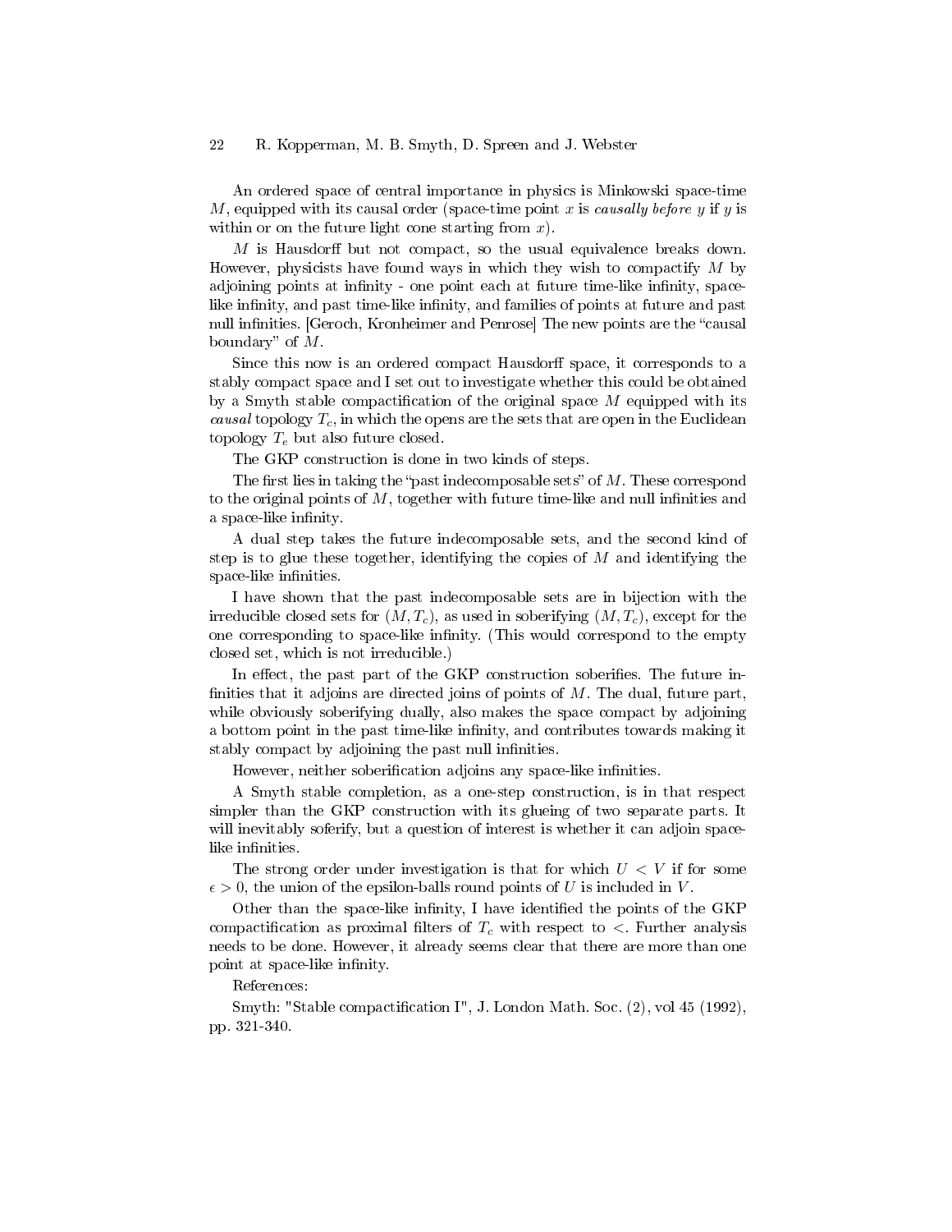An ordered space of central importance in physics is Minkowski space-time $M$, equipped with its causal order (space-time point $x$ is *causally before* $y$ if $y$ is within or on the future light cone starting from $x$).

$M$ is Hausdorff but not compact, so the usual equivalence breaks down. However, physicists have found ways in which they wish to compactify $M$ by adjoining points at infinity - one point each at future time-like infinity, space-like infinity, and past time-like infinity, and families of points at future and past null infinities. [Geroch, Kronheimer and Penrose] The new points are the "causal boundary" of $M$.

Since this now is an ordered compact Hausdorff space, it corresponds to a stably compact space and I set out to investigate whether this could be obtained by a Smyth stable compactification of the original space $M$ equipped with its *causal* topology $T_c$, in which the opens are the sets that are open in the Euclidean topology $T_e$ but also future closed.

The GKP construction is done in two kinds of steps.

The first lies in taking the "past indecomposable sets" of $M$. These correspond to the original points of $M$, together with future time-like and null infinities and a space-like infinity.

A dual step takes the future indecomposable sets, and the second kind of step is to glue these together, identifying the copies of $M$ and identifying the space-like infinities.

I have shown that the past indecomposable sets are in bijection with the irreducible closed sets for $(M, T_c)$, as used in soberifying $(M, T_c)$, except for the one corresponding to space-like infinity. (This would correspond to the empty closed set, which is not irreducible.)

In effect, the past part of the GKP construction soberifies. The future infinities that it adjoins are directed joins of points of $M$. The dual, future part, while obviously soberifying dually, also makes the space compact by adjoining a bottom point in the past time-like infinity, and contributes towards making it stably compact by adjoining the past null infinities.

However, neither soberification adjoins any space-like infinities.

A Smyth stable completion, as a one-step construction, is in that respect simpler than the GKP construction with its glueing of two separate parts. It will inevitably soferify, but a question of interest is whether it can adjoin space-like infinities.

The strong order under investigation is that for which $U < V$ if for some $\epsilon > 0$, the union of the epsilon-balls round points of $U$ is included in $V$.

Other than the space-like infinity, I have identified the points of the GKP compactification as proximal filters of $T_c$ with respect to $<$. Further analysis needs to be done. However, it already seems clear that there are more than one point at space-like infinity.

References:

Smyth: "Stable compactification I", J. London Math. Soc. (2), vol 45 (1992), pp. 321-340.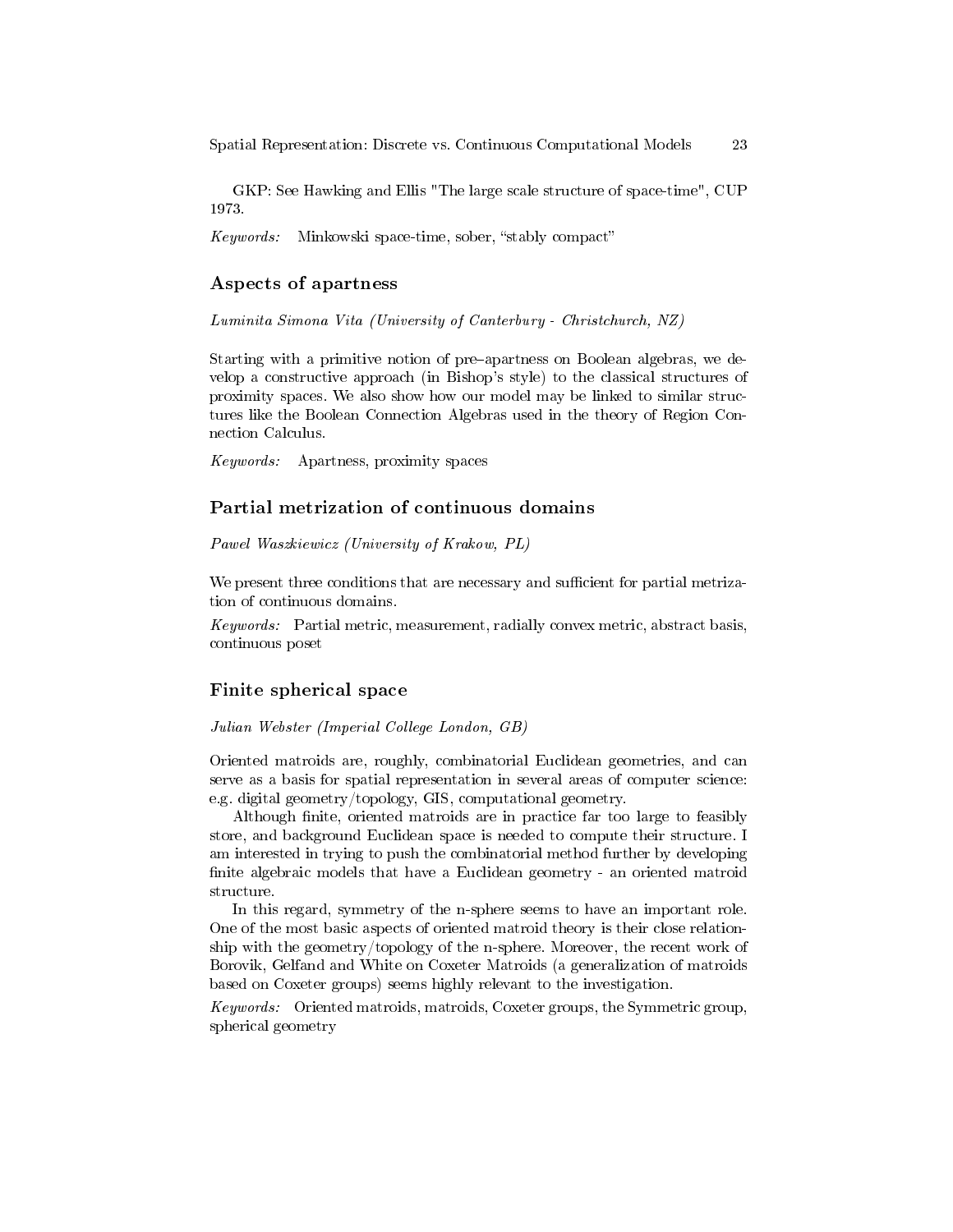GKP: See Hawking and Ellis "The large scale structure of space-time", CUP 1973.

*Keywords:* Minkowski space-time, sober, "stably compact"

## Aspects of apartness

*Luminita Simona Vita (University of Canterbury - Christchurch, NZ)*

Starting with a primitive notion of pre–apartness on Boolean algebras, we develop a constructive approach (in Bishop's style) to the classical structures of proximity spaces. We also show how our model may be linked to similar structures like the Boolean Connection Algebras used in the theory of Region Connection Calculus.

*Keywords:* Apartness, proximity spaces

## Partial metrization of continuous domains

*Pawel Waszkiewicz (University of Krakow, PL)*

We present three conditions that are necessary and sufficient for partial metrization of continuous domains.

*Keywords:* Partial metric, measurement, radially convex metric, abstract basis, continuous poset

## Finite spherical space

*Julian Webster (Imperial College London, GB)*

Oriented matroids are, roughly, combinatorial Euclidean geometries, and can serve as a basis for spatial representation in several areas of computer science: e.g. digital geometry/topology, GIS, computational geometry.

Although finite, oriented matroids are in practice far too large to feasibly store, and background Euclidean space is needed to compute their structure. I am interested in trying to push the combinatorial method further by developing finite algebraic models that have a Euclidean geometry - an oriented matroid structure.

In this regard, symmetry of the n-sphere seems to have an important role. One of the most basic aspects of oriented matroid theory is their close relationship with the geometry/topology of the n-sphere. Moreover, the recent work of Borovik, Gelfand and White on Coxeter Matroids (a generalization of matroids based on Coxeter groups) seems highly relevant to the investigation.

*Keywords:* Oriented matroids, matroids, Coxeter groups, the Symmetric group, spherical geometry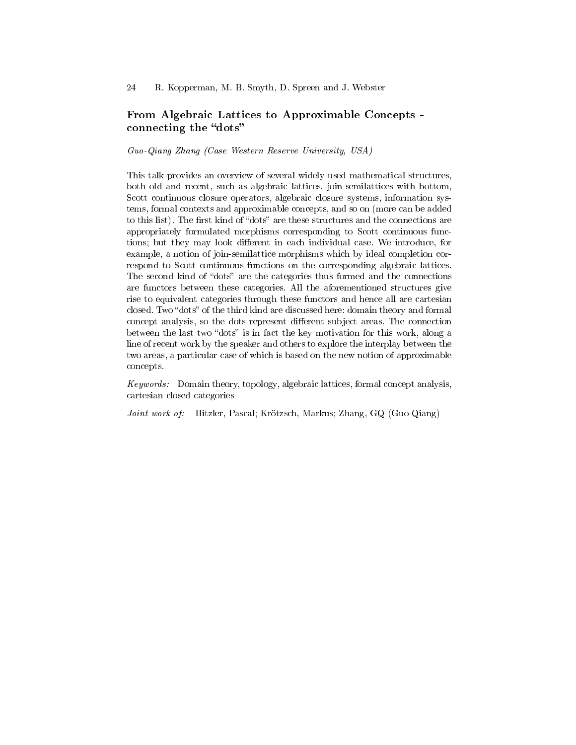## From Algebraic Lattices to Approximable Concepts - connecting the "dots"

*Guo-Qiang Zhang (Case Western Reserve University, USA)*

This talk provides an overview of several widely used mathematical structures, both old and recent, such as algebraic lattices, join-semilattices with bottom, Scott continuous closure operators, algebraic closure systems, information systems, formal contexts and approximable concepts, and so on (more can be added to this list). The first kind of "dots" are these structures and the connections are appropriately formulated morphisms corresponding to Scott continuous functions; but they may look different in each individual case. We introduce, for example, a notion of join-semilattice morphisms which by ideal completion correspond to Scott continuous functions on the corresponding algebraic lattices. The second kind of "dots" are the categories thus formed and the connections are functors between these categories. All the aforementioned structures give rise to equivalent categories through these functors and hence all are cartesian closed. Two "dots" of the third kind are discussed here: domain theory and formal concept analysis, so the dots represent different subject areas. The connection between the last two "dots" is in fact the key motivation for this work, along a line of recent work by the speaker and others to explore the interplay between the two areas, a particular case of which is based on the new notion of approximable concepts.

*Keywords:* Domain theory, topology, algebraic lattices, formal concept analysis, cartesian closed categories

*Joint work of:* Hitzler, Pascal; Krötzsch, Markus; Zhang, GQ (Guo-Qiang)